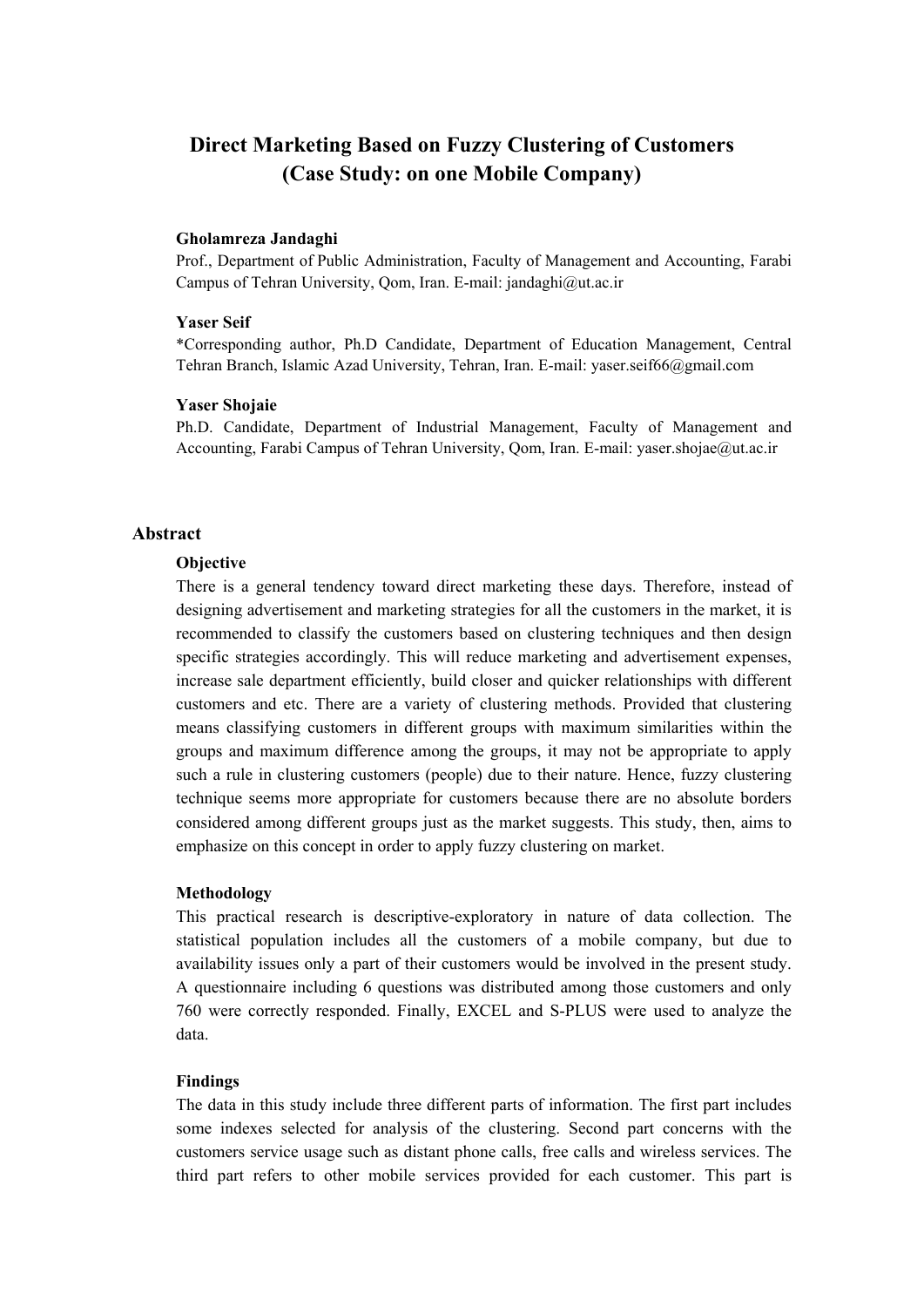# Direct Marketing Based on Fuzzy Clustering of Customers (Case Study: on one Mobile Company)

**Gholamreza Jandaghi**

Prof., Department of Public Administration, Faculty of Management and Accounting, Farabi Campus of Tehran University, Qom, Iran. E-mail: jandaghi@ut.ac.ir

**Yaser Seif**

*Corresponding author, Ph.D Candidate, Department of Education Management, Central Tehran Branch, Islamic Azad University, Tehran, Iran. E-mail: yaser.seif66@gmail.com

**Yaser Shojaie**

Ph.D. Candidate, Department of Industrial Management, Faculty of Management and Accounting, Farabi Campus of Tehran University, Qom, Iran. E-mail: yaser.shojae@ut.ac.ir

## Abstract

### Objective

There is a general tendency toward direct marketing these days. Therefore, instead of designing advertisement and marketing strategies for all the customers in the market, it is recommended to classify the customers based on clustering techniques and then design specific strategies accordingly. This will reduce marketing and advertisement expenses, increase sale department efficiently, build closer and quicker relationships with different customers and etc. There are a variety of clustering methods. Provided that clustering means classifying customers in different groups with maximum similarities within the groups and maximum difference among the groups, it may not be appropriate to apply such a rule in clustering customers (people) due to their nature. Hence, fuzzy clustering technique seems more appropriate for customers because there are no absolute borders considered among different groups just as the market suggests. This study, then, aims to emphasize on this concept in order to apply fuzzy clustering on market.

### Methodology

This practical research is descriptive-exploratory in nature of data collection. The statistical population includes all the customers of a mobile company, but due to availability issues only a part of their customers would be involved in the present study. A questionnaire including 6 questions was distributed among those customers and only 760 were correctly responded. Finally, EXCEL and S-PLUS were used to analyze the data.

### Findings

The data in this study include three different parts of information. The first part includes some indexes selected for analysis of the clustering. Second part concerns with the customers service usage such as distant phone calls, free calls and wireless services. The third part refers to other mobile services provided for each customer. This part is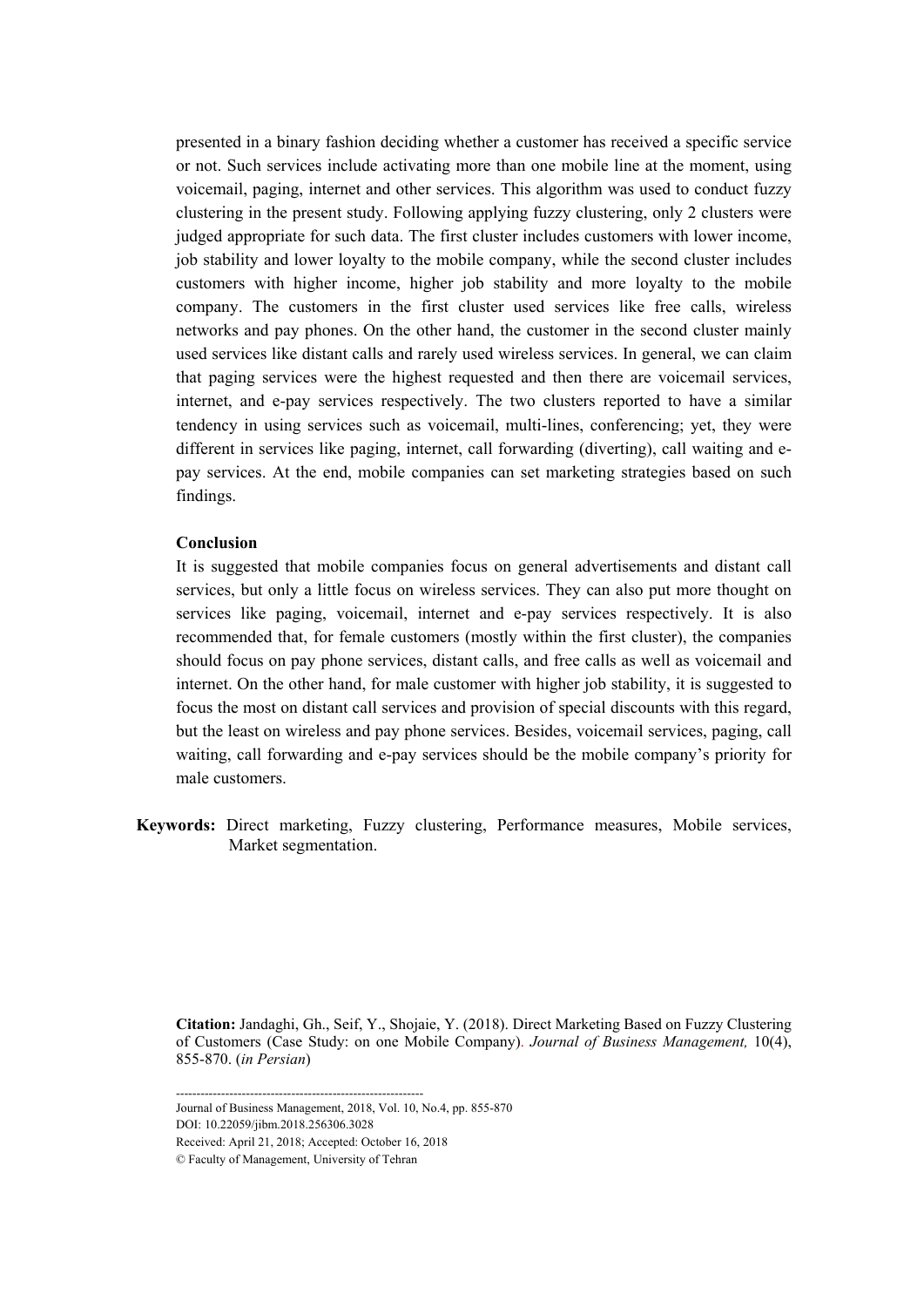presented in a binary fashion deciding whether a customer has received a specific service or not. Such services include activating more than one mobile line at the moment, using voicemail, paging, internet and other services. This algorithm was used to conduct fuzzy clustering in the present study. Following applying fuzzy clustering, only 2 clusters were judged appropriate for such data. The first cluster includes customers with lower income, job stability and lower loyalty to the mobile company, while the second cluster includes customers with higher income, higher job stability and more loyalty to the mobile company. The customers in the first cluster used services like free calls, wireless networks and pay phones. On the other hand, the customer in the second cluster mainly used services like distant calls and rarely used wireless services. In general, we can claim that paging services were the highest requested and then there are voicemail services, internet, and e-pay services respectively. The two clusters reported to have a similar tendency in using services such as voicemail, multi-lines, conferencing; yet, they were different in services like paging, internet, call forwarding (diverting), call waiting and e-pay services. At the end, mobile companies can set marketing strategies based on such findings.

**Conclusion**

It is suggested that mobile companies focus on general advertisements and distant call services, but only a little focus on wireless services. They can also put more thought on services like paging, voicemail, internet and e-pay services respectively. It is also recommended that, for female customers (mostly within the first cluster), the companies should focus on pay phone services, distant calls, and free calls as well as voicemail and internet. On the other hand, for male customer with higher job stability, it is suggested to focus the most on distant call services and provision of special discounts with this regard, but the least on wireless and pay phone services. Besides, voicemail services, paging, call waiting, call forwarding and e-pay services should be the mobile company's priority for male customers.

**Keywords:** Direct marketing, Fuzzy clustering, Performance measures, Mobile services, Market segmentation.

**Citation:** Jandaghi, Gh., Seif, Y., Shojaie, Y. (2018). Direct Marketing Based on Fuzzy Clustering of Customers (Case Study: on one Mobile Company). *Journal of Business Management,* 10(4), 855-870. (*in Persian*)

------------------------------------------------------------

Journal of Business Management, 2018, Vol. 10, No.4, pp. 855-870

DOI: 10.22059/jibm.2018.256306.3028

Received: April 21, 2018; Accepted: October 16, 2018

© Faculty of Management, University of Tehran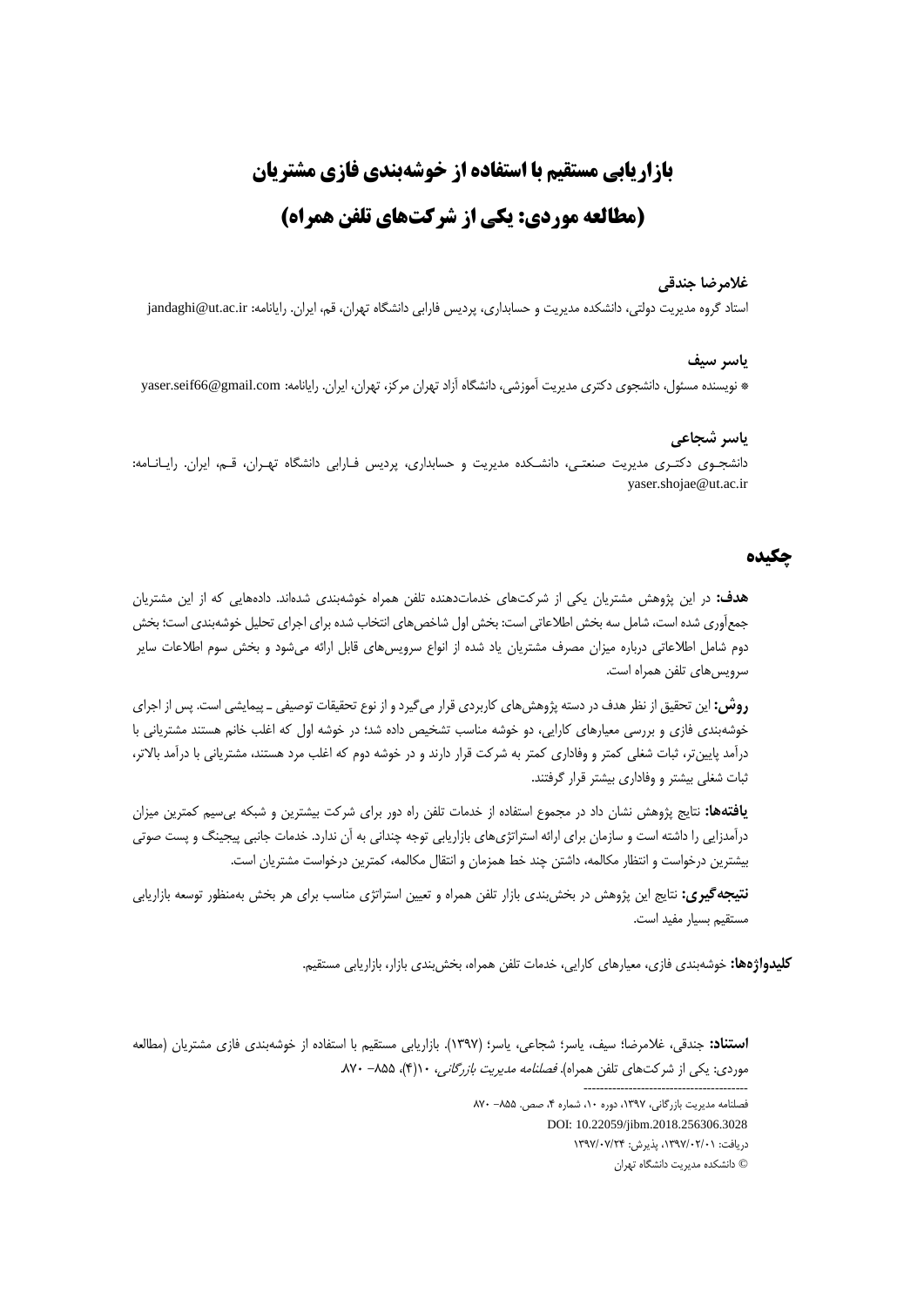# بازاریابی مستقیم با استفاده از خوشه‌بندی فازی مشتریان

# (مطالعه موردی: یکی از شرکت‌های تلفن همراه)

**غلامرضا جندقی**

استاد گروه مدیریت دولتی، دانشکده مدیریت و حسابداری، پردیس فارابی دانشگاه تهران، قم، ایران. رایانامه: jandaghi@ut.ac.ir

**یاسر سیف**

* نویسنده مسئول، دانشجوی دکتری مدیریت آموزشی، دانشگاه آزاد تهران مرکز، تهران، ایران. رایانامه: yaser.seif66@gmail.com

**یاسر شجاعی**

دانشجوی دکتری مدیریت صنعتی، دانشکده مدیریت و حسابداری، پردیس فارابی دانشگاه تهران، قم، ایران. رایانامه: yaser.shojae@ut.ac.ir

## چکیده

**هدف:** در این پژوهش مشتریان یکی از شرکت‌های خدمات‌دهنده تلفن همراه خوشه‌بندی شده‌اند. داده‌هایی که از این مشتریان جمع‌آوری شده است، شامل سه بخش اطلاعاتی است: بخش اول شاخص‌های انتخاب شده برای اجرای تحلیل خوشه‌بندی است؛ بخش دوم شامل اطلاعاتی درباره میزان مصرف مشتریان یاد شده از انواع سرویس‌های قابل ارائه می‌شود و بخش سوم اطلاعات سایر سرویس‌های تلفن همراه است.

**روش:** این تحقیق از نظر هدف در دسته پژوهش‌های کاربردی قرار می‌گیرد و از نوع تحقیقات توصیفی ـ پیمایشی است. پس از اجرای خوشه‌بندی فازی و بررسی معیارهای کارایی، دو خوشه مناسب تشخیص داده شد؛ در خوشه اول که اغلب خانم هستند مشتریانی با درآمد پایین‌تر، ثبات شغلی کمتر و وفاداری کمتر به شرکت قرار دارند و در خوشه دوم که اغلب مرد هستند، مشتریانی با درآمد بالاتر، ثبات شغلی بیشتر و وفاداری بیشتر قرار گرفتند.

**یافته‌ها:** نتایج پژوهش نشان داد در مجموع استفاده از خدمات تلفن راه دور برای شرکت بیشترین و شبکه بی‌سیم کمترین میزان درآمدزایی را داشته است و سازمان برای ارائه استراتژی‌های بازاریابی توجه چندانی به آن ندارد. خدمات جانبی پیجینگ و پست صوتی بیشترین درخواست و انتظار مکالمه، داشتن چند خط همزمان و انتقال مکالمه، کمترین درخواست مشتریان است.

**نتیجه‌گیری:** نتایج این پژوهش در بخش‌بندی بازار تلفن همراه و تعیین استراتژی مناسب برای هر بخش به‌منظور توسعه بازاریابی مستقیم بسیار مفید است.

**کلیدواژه‌ها:** خوشه‌بندی فازی، معیارهای کارایی، خدمات تلفن همراه، بخش‌بندی بازار، بازاریابی مستقیم.

**استناد:** جندقی، غلامرضا؛ سیف، یاسر؛ شجاعی، یاسر؛ (۱۳۹۷). بازاریابی مستقیم با استفاده از خوشه‌بندی فازی مشتریان (مطالعه موردی: یکی از شرکت‌های تلفن همراه). *فصلنامه مدیریت بازرگانی*، ۱۰(۴)، ۸۵۵– ۸۷۰.

---

فصلنامه مدیریت بازرگانی، ۱۳۹۷، دوره ۱۰، شماره ۴، صص. ۸۵۵– ۸۷۰

DOI: 10.22059/jibm.2018.256306.3028

دریافت: ۱۳۹۷/۰۲/۰۱، پذیرش: ۱۳۹۷/۰۷/۲۴

© دانشکده مدیریت دانشگاه تهران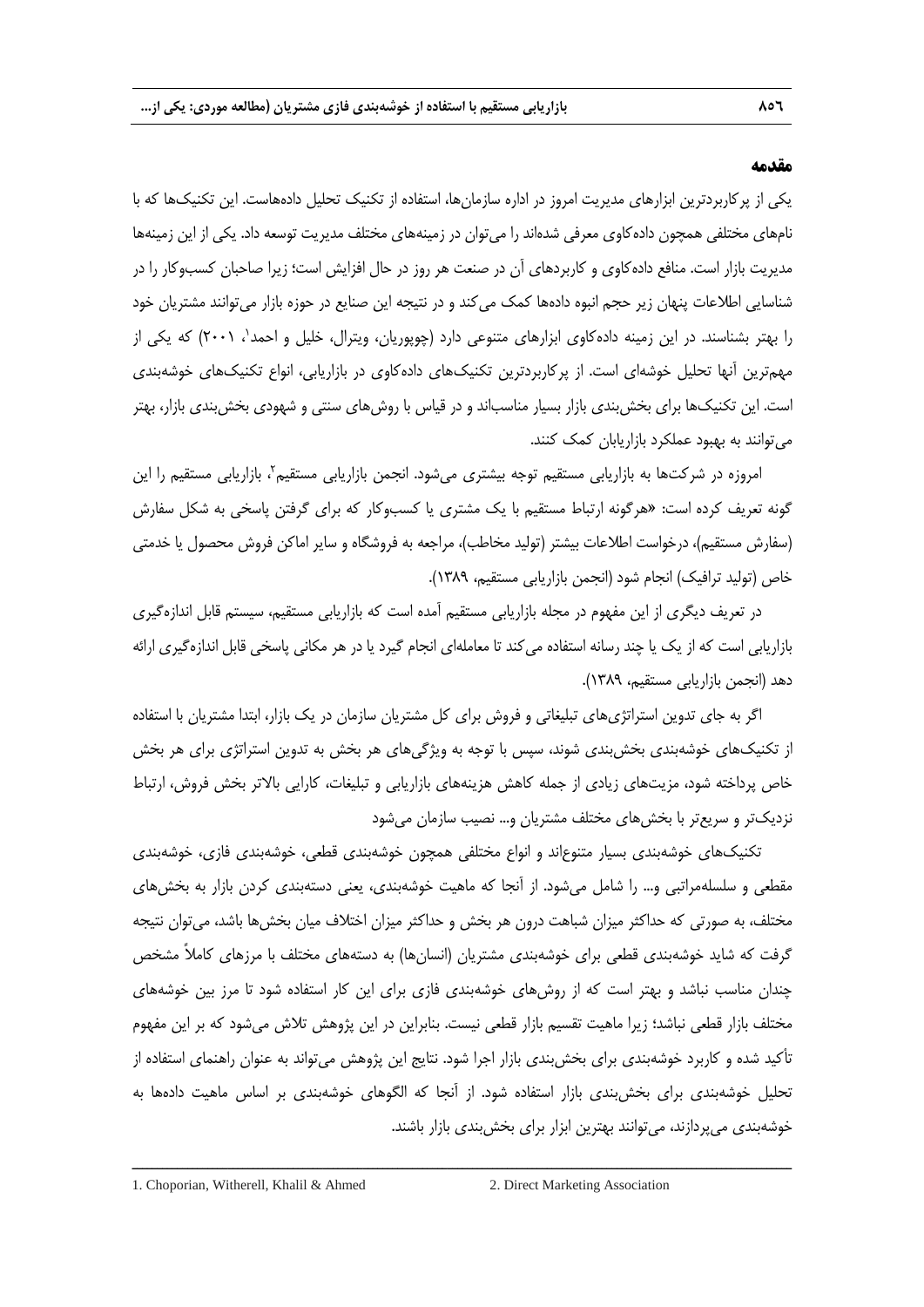## مقدمه

یکی از پرکاربردترین ابزارهای مدیریت امروز در اداره سازمان‌ها، استفاده از تکنیک تحلیل داده‌هاست. این تکنیک‌ها که با نام‌های مختلفی همچون داده‌کاوی معرفی شده‌اند را می‌توان در زمینه‌های مختلف مدیریت توسعه داد. یکی از این زمینه‌ها مدیریت بازار است. منافع داده‌کاوی و کاربردهای آن در صنعت هر روز در حال افزایش است؛ زیرا صاحبان کسب‌وکار را در شناسایی اطلاعات پنهان زیر حجم انبوه داده‌ها کمک می‌کند و در نتیجه این صنایع در حوزه بازار می‌توانند مشتریان خود را بهتر بشناسند. در این زمینه داده‌کاوی ابزارهای متنوعی دارد (چوپوریان، ویترال، خلیل و احمد[1]، ۲۰۰۱) که یکی از مهم‌ترین آنها تحلیل خوشه‌ای است. از پرکاربردترین تکنیک‌های داده‌کاوی در بازاریابی، انواع تکنیک‌های خوشه‌بندی است. این تکنیک‌ها برای بخش‌بندی بازار بسیار مناسب‌اند و در قیاس با روش‌های سنتی و شهودی بخش‌بندی بازار، بهتر می‌توانند به بهبود عملکرد بازاریابان کمک کنند.

امروزه در شرکت‌ها به بازاریابی مستقیم توجه بیشتری می‌شود. انجمن بازاریابی مستقیم[2]، بازاریابی مستقیم را این گونه تعریف کرده است: «هرگونه ارتباط مستقیم با یک مشتری یا کسب‌وکار که برای گرفتن پاسخی به شکل سفارش (سفارش مستقیم)، درخواست اطلاعات بیشتر (تولید مخاطب)، مراجعه به فروشگاه و سایر اماکن فروش محصول یا خدمتی خاص (تولید ترافیک) انجام شود (انجمن بازاریابی مستقیم، ۱۳۸۹).

در تعریف دیگری از این مفهوم در مجله بازاریابی مستقیم آمده است که بازاریابی مستقیم، سیستم قابل اندازه‌گیری بازاریابی است که از یک یا چند رسانه استفاده می‌کند تا معامله‌ای انجام گیرد یا در هر مکانی پاسخی قابل اندازه‌گیری ارائه دهد (انجمن بازاریابی مستقیم، ۱۳۸۹).

اگر به جای تدوین استراتژی‌های تبلیغاتی و فروش برای کل مشتریان سازمان در یک بازار، ابتدا مشتریان با استفاده از تکنیک‌های خوشه‌بندی بخش‌بندی شوند، سپس با توجه به ویژگی‌های هر بخش به تدوین استراتژی برای هر بخش خاص پرداخته شود، مزیت‌های زیادی از جمله کاهش هزینه‌های بازاریابی و تبلیغات، کارایی بالاتر بخش فروش، ارتباط نزدیک‌تر و سریع‌تر با بخش‌های مختلف مشتریان و... نصیب سازمان می‌شود

تکنیک‌های خوشه‌بندی بسیار متنوع‌اند و انواع مختلفی همچون خوشه‌بندی قطعی، خوشه‌بندی فازی، خوشه‌بندی مقطعی و سلسله‌مراتبی و... را شامل می‌شود. از آنجا که ماهیت خوشه‌بندی، یعنی دسته‌بندی کردن بازار به بخش‌های مختلف، به صورتی که حداکثر میزان شباهت درون هر بخش و حداکثر میزان اختلاف میان بخش‌ها باشد، می‌توان نتیجه گرفت که شاید خوشه‌بندی قطعی برای خوشه‌بندی مشتریان (انسان‌ها) به دسته‌های مختلف با مرزهای کاملاً مشخص چندان مناسب نباشد و بهتر است که از روش‌های خوشه‌بندی فازی برای این کار استفاده شود تا مرز بین خوشه‌های مختلف بازار قطعی نباشد؛ زیرا ماهیت تقسیم بازار قطعی نیست. بنابراین در این پژوهش تلاش می‌شود که بر این مفهوم تأکید شده و کاربرد خوشه‌بندی برای بخش‌بندی بازار اجرا شود. نتایج این پژوهش می‌تواند به عنوان راهنمای استفاده از تحلیل خوشه‌بندی برای بخش‌بندی بازار استفاده شود. از آنجا که الگوهای خوشه‌بندی بر اساس ماهیت داده‌ها به خوشه‌بندی می‌پردازند، می‌توانند بهترین ابزار برای بخش‌بندی بازار باشند.

---

1. Choporian, Witherell, Khalil & Ahmed
2. Direct Marketing Association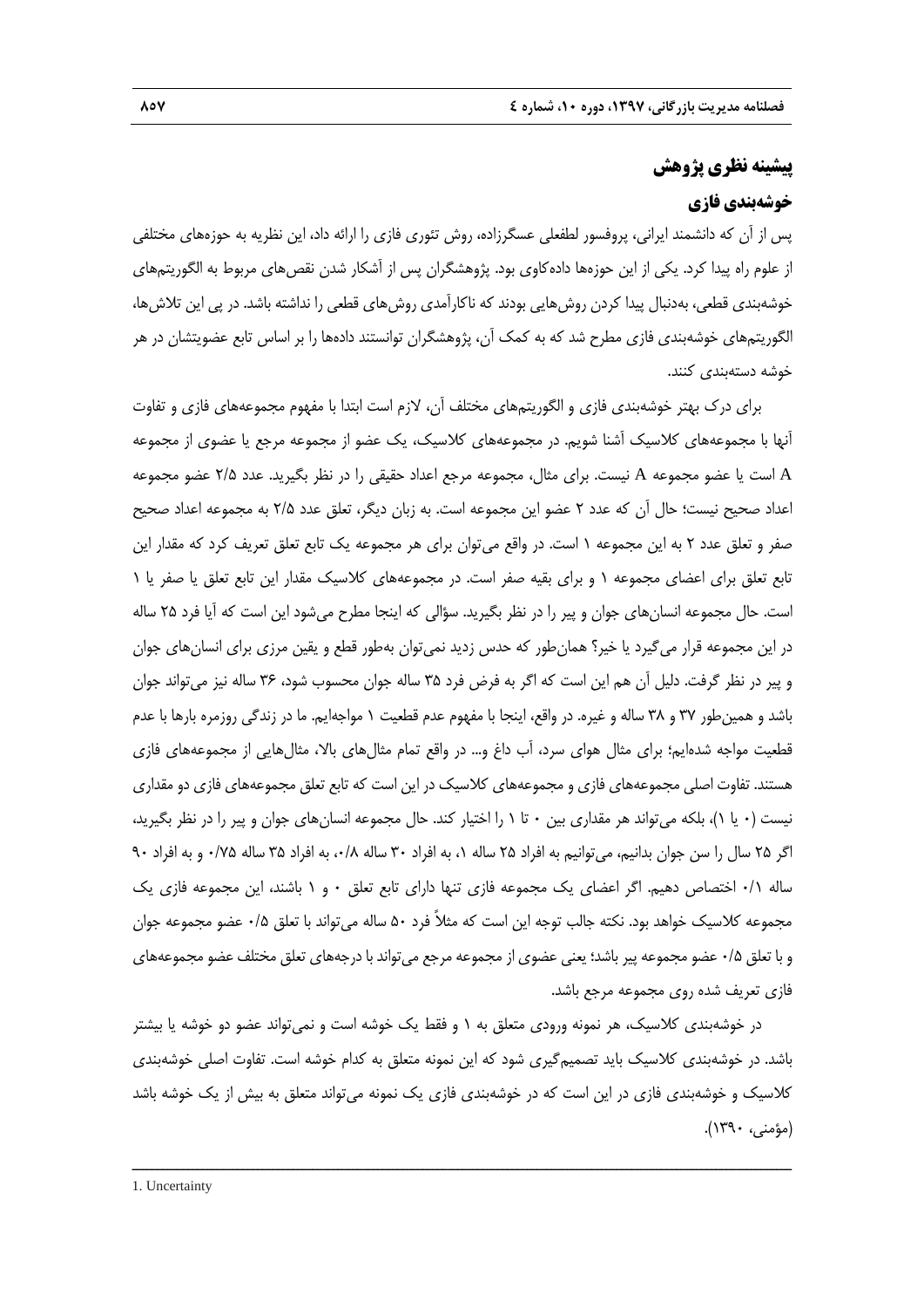## پیشینه نظری پژوهش

### خوشه‌بندی فازی

پس از آن که دانشمند ایرانی، پروفسور لطفعلی عسگرزاده، روش تئوری فازی را ارائه داد، این نظریه به حوزه‌های مختلفی از علوم راه پیدا کرد. یکی از این حوزه‌ها داده‌کاوی بود. پژوهشگران پس از آشکار شدن نقص‌های مربوط به الگوریتم‌های خوشه‌بندی قطعی، به‌دنبال پیدا کردن روش‌هایی بودند که ناکارآمدی روش‌های قطعی را نداشته باشد. در پی این تلاش‌ها، الگوریتم‌های خوشه‌بندی فازی مطرح شد که به کمک آن، پژوهشگران توانستند داده‌ها را بر اساس تابع عضویتشان در هر خوشه دسته‌بندی کنند.

برای درک بهتر خوشه‌بندی فازی و الگوریتم‌های مختلف آن، لازم است ابتدا با مفهوم مجموعه‌های فازی و تفاوت آنها با مجموعه‌های کلاسیک آشنا شویم. در مجموعه‌های کلاسیک، یک عضو از مجموعه مرجع یا عضوی از مجموعه A است یا عضو مجموعه A نیست. برای مثال، مجموعه مرجع اعداد حقیقی را در نظر بگیرید. عدد ۲/۵ عضو مجموعه اعداد صحیح نیست؛ حال آن که عدد ۲ عضو این مجموعه است. به زبان دیگر، تعلق عدد ۲/۵ به مجموعه اعداد صحیح صفر و تعلق عدد ۲ به این مجموعه ۱ است. در واقع می‌توان برای هر مجموعه یک تابع تعلق تعریف کرد که مقدار این تابع تعلق برای اعضای مجموعه ۱ و برای بقیه صفر است. در مجموعه‌های کلاسیک مقدار این تابع تعلق یا صفر یا ۱ است. حال مجموعه انسان‌های جوان و پیر را در نظر بگیرید. سؤالی که اینجا مطرح می‌شود این است که آیا فرد ۲۵ ساله در این مجموعه قرار می‌گیرد یا خیر؟ همان‌طور که حدس زدید نمی‌توان به‌طور قطع و یقین مرزی برای انسان‌های جوان و پیر در نظر گرفت. دلیل آن هم این است که اگر به فرض فرد ۳۵ ساله جوان محسوب شود، ۳۶ ساله نیز می‌تواند جوان باشد و همین‌طور ۳۷ و ۳۸ ساله و غیره. در واقع، اینجا با مفهوم عدم قطعیت [1] مواجه‌ایم. ما در زندگی روزمره بارها با عدم قطعیت مواجه شده‌ایم؛ برای مثال هوای سرد، آب داغ و... در واقع تمام مثال‌های بالا، مثال‌هایی از مجموعه‌های فازی هستند. تفاوت اصلی مجموعه‌های فازی و مجموعه‌های کلاسیک در این است که تابع تعلق مجموعه‌های فازی دو مقداری نیست (۰ یا ۱)، بلکه می‌تواند هر مقداری بین ۰ تا ۱ را اختیار کند. حال مجموعه انسان‌های جوان و پیر را در نظر بگیرید، اگر ۲۵ سال را سن جوان بدانیم، می‌توانیم به افراد ۲۵ ساله ۱، به افراد ۳۰ ساله ۰/۸، به افراد ۳۵ ساله ۰/۷۵ و به افراد ۹۰ ساله ۰/۱ اختصاص دهیم. اگر اعضای یک مجموعه فازی تنها دارای تابع تعلق ۰ و ۱ باشند، این مجموعه فازی یک مجموعه کلاسیک خواهد بود. نکته جالب توجه این است که مثلاً فرد ۵۰ ساله می‌تواند با تعلق ۰/۵ عضو مجموعه جوان و با تعلق ۰/۵ عضو مجموعه پیر باشد؛ یعنی عضوی از مجموعه مرجع می‌تواند با درجه‌های تعلق مختلف عضو مجموعه‌های فازی تعریف شده روی مجموعه مرجع باشد.

در خوشه‌بندی کلاسیک، هر نمونه ورودی متعلق به ۱ و فقط یک خوشه است و نمی‌تواند عضو دو خوشه یا بیشتر باشد. در خوشه‌بندی کلاسیک باید تصمیم‌گیری شود که این نمونه متعلق به کدام خوشه است. تفاوت اصلی خوشه‌بندی کلاسیک و خوشه‌بندی فازی در این است که در خوشه‌بندی فازی یک نمونه می‌تواند متعلق به بیش از یک خوشه باشد (مؤمنی، ۱۳۹۰).

---

1. Uncertainty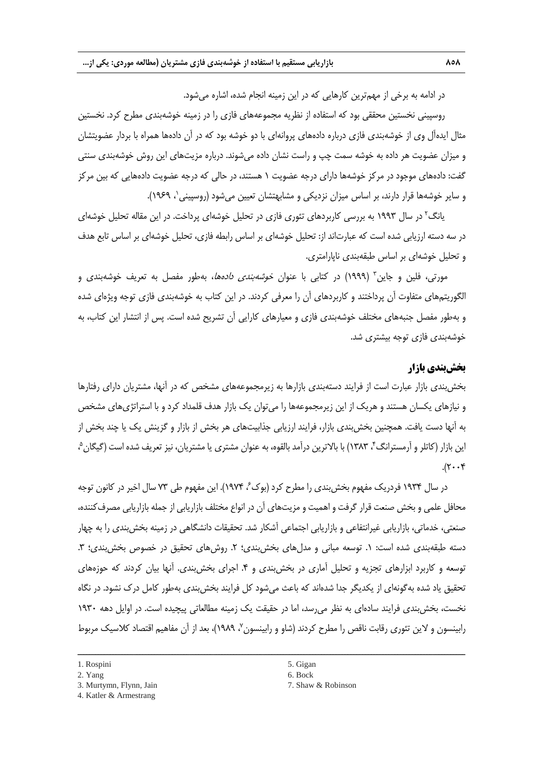در ادامه به برخی از مهم‌ترین کارهایی که در این زمینه انجام شده، اشاره می‌شود.

روسپینی نخستین محققی بود که استفاده از نظریه مجموعه‌های فازی را در زمینه خوشه‌بندی مطرح کرد. نخستین مثال ایده‌آل وی از خوشه‌بندی فازی درباره داده‌های پروانه‌ای با دو خوشه بود که در آن داده‌ها همراه با بردار عضویتشان و میزان عضویت هر داده به خوشه سمت چپ و راست نشان داده می‌شوند. درباره مزیت‌های این روش خوشه‌بندی سنتی گفت: داده‌های موجود در مرکز خوشه‌ها دارای درجه عضویت ۱ هستند، در حالی که درجه عضویت داده‌هایی که بین مرکز و سایر خوشه‌ها قرار دارند، بر اساس میزان نزدیکی و مشابهتشان تعیین می‌شود (روسپینی[1]، ۱۹۶۹).

یانگ[2] در سال ۱۹۹۳ به بررسی کاربردهای تئوری فازی در تحلیل خوشه‌ای پرداخت. در این مقاله تحلیل خوشه‌ای در سه دسته ارزیابی شده است که عبارت‌اند از: تحلیل خوشه‌ای بر اساس رابطه فازی، تحلیل خوشه‌ای بر اساس تابع هدف و تحلیل خوشه‌ای بر اساس طبقه‌بندی ناپارامتری.

مورتی، فلین و جاین[3] (۱۹۹۹) در کتابی با عنوان *خوشه‌بندی داده‌ها*، به‌طور مفصل به تعریف خوشه‌بندی و الگوریتم‌های متفاوت آن پرداختند و کاربردهای آن را معرفی کردند. در این کتاب به خوشه‌بندی فازی توجه ویژه‌ای شده و به‌طور مفصل جنبه‌های مختلف خوشه‌بندی فازی و معیارهای کارایی آن تشریح شده است. پس از انتشار این کتاب، به خوشه‌بندی فازی توجه بیشتری شد.

## بخش‌بندی بازار

بخش‌بندی بازار عبارت است از فرایند دسته‌بندی بازارها به زیرمجموعه‌های مشخص که در آنها، مشتریان دارای رفتارها و نیازهای یکسان هستند و هریک از این زیرمجموعه‌ها را می‌توان یک بازار هدف قلمداد کرد و با استراتژی‌های مشخص به آنها دست یافت. همچنین بخش‌بندی بازار، فرایند ارزیابی جذابیت‌های هر بخش از بازار و گزینش یک یا چند بخش از این بازار (کاتلر و آرمسترانگ[4]، ۱۳۸۳) با بالاترین درآمد بالقوه، به عنوان مشتری یا مشتریان، نیز تعریف شده است (گیگان[5]، ۲۰۰۴).

در سال ۱۹۳۴ فردریک مفهوم بخش‌بندی را مطرح کرد (بوک[6]، ۱۹۷۴). این مفهوم طی ۷۳ سال اخیر در کانون توجه محافل علمی و بخش صنعت قرار گرفت و اهمیت و مزیت‌های آن در انواع مختلف بازاریابی از جمله بازاریابی مصرف‌کننده، صنعتی، خدماتی، بازاریابی غیرانتفاعی و بازاریابی اجتماعی آشکار شد. تحقیقات دانشگاهی در زمینه بخش‌بندی را به چهار دسته طبقه‌بندی شده است: ۱. توسعه مبانی و مدل‌های بخش‌بندی؛ ۲. روش‌های تحقیق در خصوص بخش‌بندی؛ ۳. توسعه و کاربرد ابزارهای تجزیه و تحلیل آماری در بخش‌بندی و ۴. اجرای بخش‌بندی. آنها بیان کردند که حوزه‌های تحقیق یاد شده به‌گونه‌ای از یکدیگر جدا شده‌اند که باعث می‌شود کل فرایند بخش‌بندی به‌طور کامل درک نشود. در نگاه نخست، بخش‌بندی فرایند ساده‌ای به نظر می‌رسد، اما در حقیقت یک زمینه مطالعاتی پیچیده است. در اوایل دهه ۱۹۳۰ رابینسون و لاین تئوری رقابت ناقص را مطرح کردند (شاو و رابینسون[7]، ۱۹۸۹)، بعد از آن مفاهیم اقتصاد کلاسیک مربوط

---

1. Rospini
2. Yang
3. Murtymn, Flynn, Jain
4. Katler & Armestrang
5. Gigan
6. Bock
7. Shaw & Robinson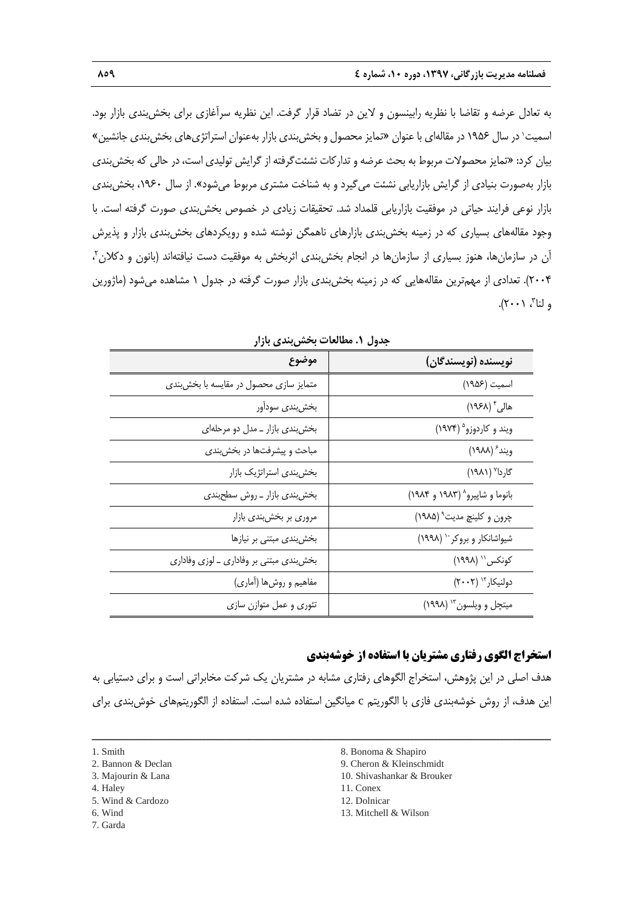به تعادل عرضه و تقاضا با نظریه رابینسون و لاین در تضاد قرار گرفت. این نظریه سرآغازی برای بخش‌بندی بازار بود. اسمیت[1] در سال ۱۹۵۶ در مقاله‌ای با عنوان «تمایز محصول و بخش‌بندی بازار به‌عنوان استراتژی‌های بخش‌بندی جانشین» بیان کرد: «تمایز محصولات مربوط به بحث عرضه و تدارکات نشئت‌گرفته از گرایش تولیدی است، در حالی که بخش‌بندی بازار به‌صورت بنیادی از گرایش بازاریابی نشئت می‌گیرد و به شناخت مشتری مربوط می‌شود». از سال ۱۹۶۰، بخش‌بندی بازار نوعی فرایند حیاتی در موفقیت بازاریابی قلمداد شد. تحقیقات زیادی در خصوص بخش‌بندی صورت گرفته است. با وجود مقاله‌های بسیاری که در زمینه بخش‌بندی بازارهای ناهمگن نوشته شده و رویکردهای بخش‌بندی بازار و پذیرش آن در سازمان‌ها، هنوز بسیاری از سازمان‌ها در انجام بخش‌بندی اثربخش به موفقیت دست نیافته‌اند (بانون و دکلان[2]، ۲۰۰۴). تعدادی از مهم‌ترین مقاله‌هایی که در زمینه بخش‌بندی بازار صورت گرفته در جدول ۱ مشاهده می‌شود (ماژورین و لنا[3]، ۲۰۰۱).

**جدول ۱. مطالعات بخش‌بندی بازار**

| نویسنده (نویسندگان) | موضوع |
|---|---|
| اسمیت (۱۹۵۶) | متمایز سازی محصول در مقایسه با بخش‌بندی |
| هالی[4] (۱۹۶۸) | بخش‌بندی سودآور |
| ویند و کاردوزو[5] (۱۹۷۴) | بخش‌بندی بازار ـ مدل دو مرحله‌ای |
| ویند[6] (۱۹۸۸) | مباحث و پیشرفت‌ها در بخش‌بندی |
| گاردا[7] (۱۹۸۱) | بخش‌بندی استراتژیک بازار |
| بانوما و شاپیرو[8] (۱۹۸۳ و ۱۹۸۴) | بخش‌بندی بازار ـ روش سطح‌بندی |
| چرون و کلینچ مدیت[9] (۱۹۸۵) | مروری بر بخش‌بندی بازار |
| شیواشانکار و بروکر[10] (۱۹۹۸) | بخش‌بندی مبتنی بر نیازها |
| کونکس[11] (۱۹۹۸) | بخش‌بندی مبتنی بر وفاداری ـ لوزی وفاداری |
| دولنیکار[12] (۲۰۰۲) | مفاهیم و روش‌ها (آماری) |
| میتچل و ویلسون[13] (۱۹۹۸) | تئوری و عمل متوازن سازی |

## استخراج الگوی رفتاری مشتریان با استفاده از خوشه‌بندی

هدف اصلی در این پژوهش، استخراج الگوهای رفتاری مشابه در مشتریان یک شرکت مخابراتی است و برای دستیابی به این هدف، از روش خوشه‌بندی فازی با الگوریتم c میانگین استفاده شده است. استفاده از الگوریتم‌های خوشه‌بندی برای

---

1. Smith
2. Bannon & Declan
3. Majourin & Lana
4. Haley
5. Wind & Cardozo
6. Wind
7. Garda
8. Bonoma & Shapiro
9. Cheron & Kleinschmidt
10. Shivashankar & Brouker
11. Conex
12. Dolnicar
13. Mitchell & Wilson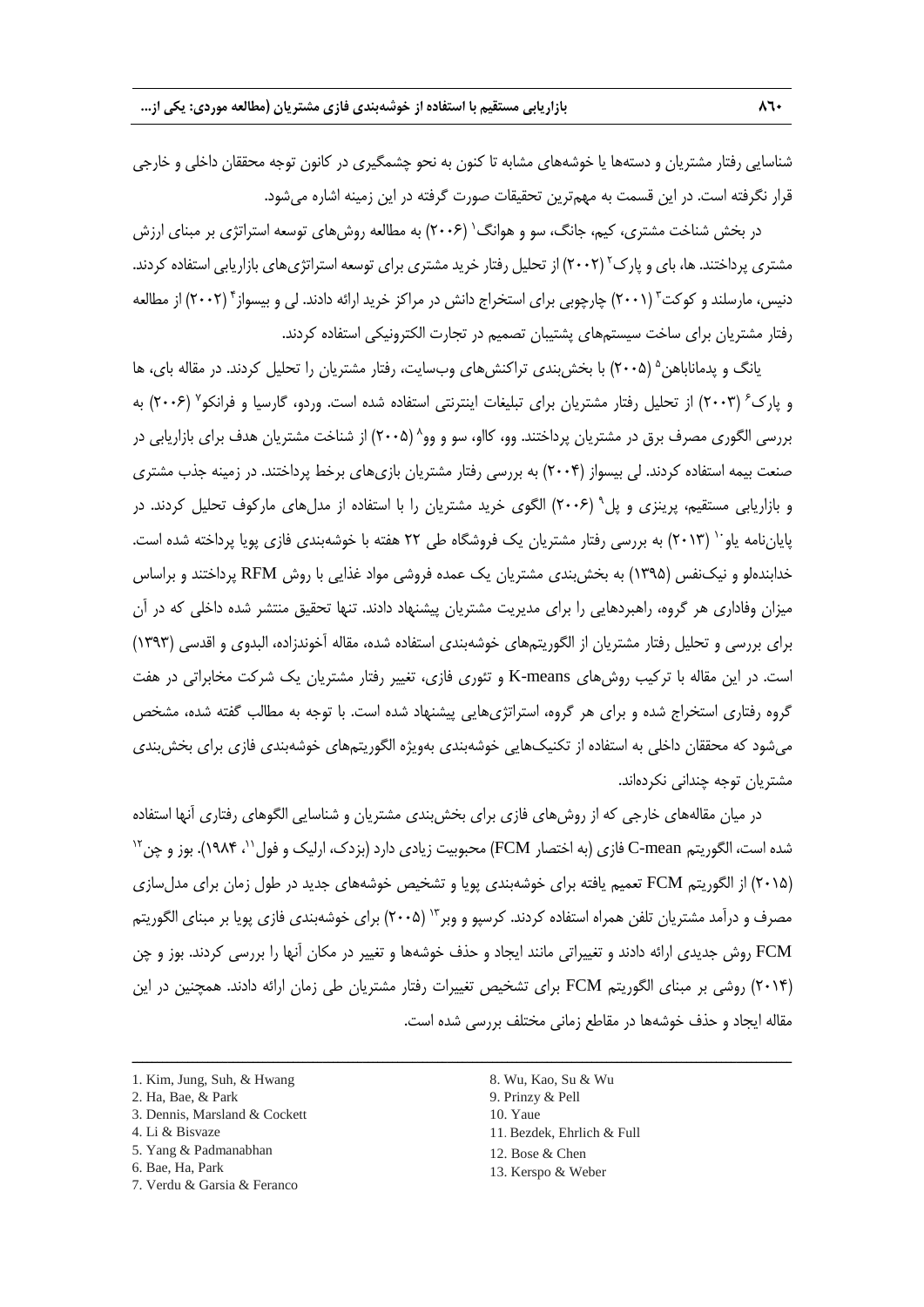شناسایی رفتار مشتریان و دسته‌ها یا خوشه‌های مشابه تا کنون به نحو چشمگیری در کانون توجه محققان داخلی و خارجی قرار نگرفته است. در این قسمت به مهم‌ترین تحقیقات صورت گرفته در این زمینه اشاره می‌شود.

در بخش شناخت مشتری، کیم، جانگ، سو و هوانگ[1] (۲۰۰۶) به مطالعه روش‌های توسعه استراتژی بر مبنای ارزش مشتری پرداختند. ها، بای و پارک[2] (۲۰۰۲) از تحلیل رفتار خرید مشتری برای توسعه استراتژی‌های بازاریابی استفاده کردند. دنیس، مارسلند و کوکت[3] (۲۰۰۱) چارچوبی برای استخراج دانش در مراکز خرید ارائه دادند. لی و بیسواز[4] (۲۰۰۲) از مطالعه رفتار مشتریان برای ساخت سیستم‌های پشتیبان تصمیم در تجارت الکترونیکی استفاده کردند.

یانگ و پدماناباهن[5] (۲۰۰۵) با بخش‌بندی تراکنش‌های وب‌سایت، رفتار مشتریان را تحلیل کردند. در مقاله بای، ها و پارک[6] (۲۰۰۳) از تحلیل رفتار مشتریان برای تبلیغات اینترنتی استفاده شده است. وردو، گارسیا و فرانکو[7] (۲۰۰۶) به بررسی الگوی مصرف برق در مشتریان پرداختند. وو، کااو، سو و وو[8] (۲۰۰۵) از شناخت مشتریان هدف برای بازاریابی در صنعت بیمه استفاده کردند. لی بیسواز (۲۰۰۴) به بررسی رفتار مشتریان بازی‌های برخط پرداختند. در زمینه جذب مشتری و بازاریابی مستقیم، پرینزی و پل[9] (۲۰۰۶) الگوی خرید مشتریان را با استفاده از مدل‌های مارکوف تحلیل کردند. در پایان‌نامه یاو[10] (۲۰۱۳) به بررسی رفتار مشتریان یک فروشگاه طی ۲۲ هفته با خوشه‌بندی فازی پویا پرداخته شده است. خدابنده‌لو و نیک‌نفس (۱۳۹۵) به بخش‌بندی مشتریان یک عمده فروشی مواد غذایی با روش RFM پرداختند و براساس میزان وفاداری هر گروه، راهبردهایی را برای مدیریت مشتریان پیشنهاد دادند. تنها تحقیق منتشر شده داخلی که در آن برای بررسی و تحلیل رفتار مشتریان از الگوریتم‌های خوشه‌بندی استفاده شده، مقاله آخوندزاده، البدوی و اقدسی (۱۳۹۳) است. در این مقاله با ترکیب روش‌های K-means و تئوری فازی، تغییر رفتار مشتریان یک شرکت مخابراتی در هفت گروه رفتاری استخراج شده و برای هر گروه، استراتژی‌هایی پیشنهاد شده است. با توجه به مطالب گفته شده، مشخص می‌شود که محققان داخلی به استفاده از تکنیک‌هایی خوشه‌بندی به‌ویژه الگوریتم‌های خوشه‌بندی فازی برای بخش‌بندی مشتریان توجه چندانی نکرده‌اند.

در میان مقاله‌های خارجی که از روش‌های فازی برای بخش‌بندی مشتریان و شناسایی الگوهای رفتاری آنها استفاده شده است، الگوریتم C-mean فازی (به اختصار FCM) محبوبیت زیادی دارد (بزدک، ارلیک و فول[11]، ۱۹۸۴). بوز و چن[12] (۲۰۱۵) از الگوریتم FCM تعمیم یافته برای خوشه‌بندی پویا و تشخیص خوشه‌های جدید در طول زمان برای مدل‌سازی مصرف و درآمد مشتریان تلفن همراه استفاده کردند. کرسپو و وبر[13] (۲۰۰۵) برای خوشه‌بندی فازی پویا بر مبنای الگوریتم FCM روش جدیدی ارائه دادند و تغییراتی مانند ایجاد و حذف خوشه‌ها و تغییر در مکان آنها را بررسی کردند. بوز و چن (۲۰۱۴) روشی بر مبنای الگوریتم FCM برای تشخیص تغییرات رفتار مشتریان طی زمان ارائه دادند. همچنین در این مقاله ایجاد و حذف خوشه‌ها در مقاطع زمانی مختلف بررسی شده است.

---

1. Kim, Jung, Suh, & Hwang
2. Ha, Bae, & Park
3. Dennis, Marsland & Cockett
4. Li & Bisvaze
5. Yang & Padmanabhan
6. Bae, Ha, Park
7. Verdu & Garsia & Feranco
8. Wu, Kao, Su & Wu
9. Prinzy & Pell
10. Yaue
11. Bezdek, Ehrlich & Full
12. Bose & Chen
13. Kerspo & Weber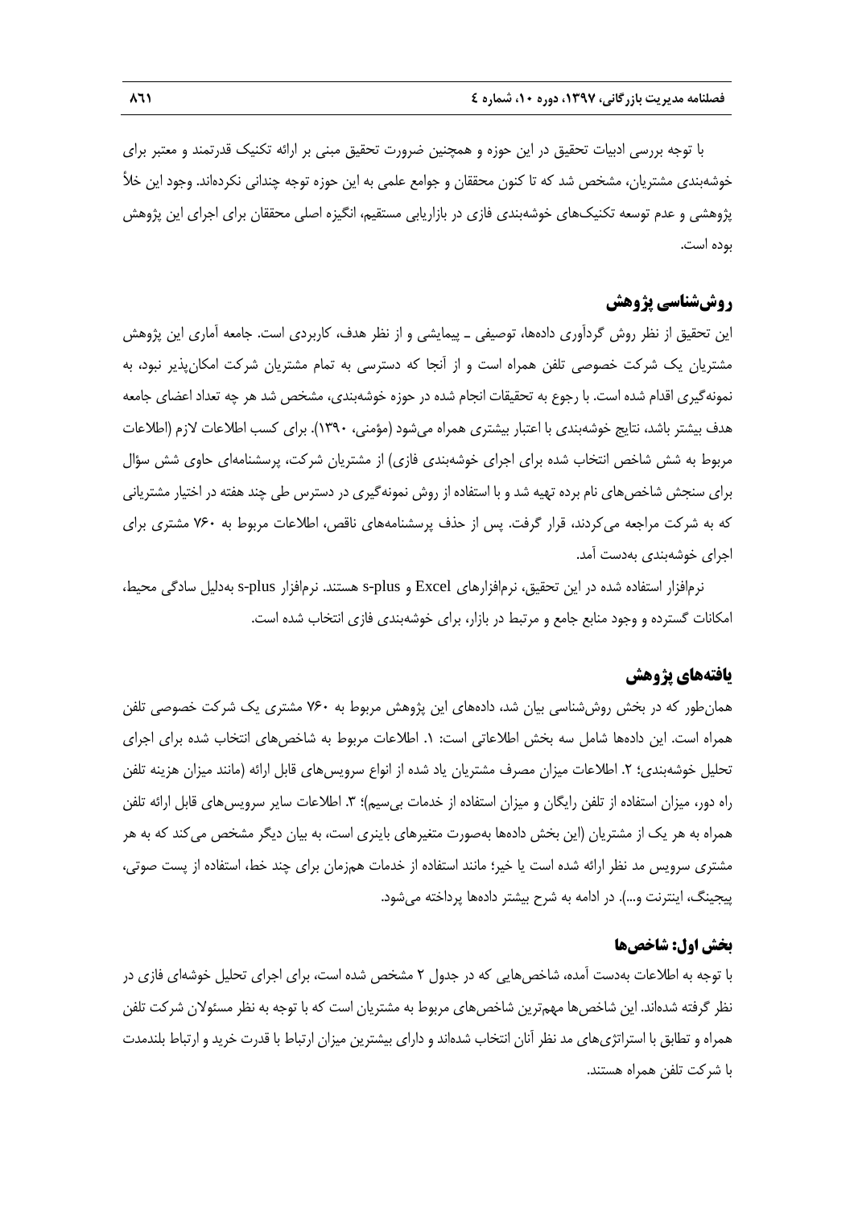با توجه بررسی ادبیات تحقیق در این حوزه و همچنین ضرورت تحقیق مبنی بر ارائه تکنیک قدرتمند و معتبر برای خوشه‌بندی مشتریان، مشخص شد که تا کنون محققان و جوامع علمی به این حوزه توجه چندانی نکرده‌اند. وجود این خلأ پژوهشی و عدم توسعه تکنیک‌های خوشه‌بندی فازی در بازاریابی مستقیم، انگیزه اصلی محققان برای اجرای این پژوهش بوده است.

## روش‌شناسی پژوهش

این تحقیق از نظر روش گردآوری داده‌ها، توصیفی ـ پیمایشی و از نظر هدف، کاربردی است. جامعه آماری این پژوهش مشتریان یک شرکت خصوصی تلفن همراه است و از آنجا که دسترسی به تمام مشتریان شرکت امکان‌پذیر نبود، به نمونه‌گیری اقدام شده است. با رجوع به تحقیقات انجام شده در حوزه خوشه‌بندی، مشخص شد هر چه تعداد اعضای جامعه هدف بیشتر باشد، نتایج خوشه‌بندی با اعتبار بیشتری همراه می‌شود (مؤمنی، ۱۳۹۰). برای کسب اطلاعات لازم (اطلاعات مربوط به شش شاخص انتخاب شده برای اجرای خوشه‌بندی فازی) از مشتریان شرکت، پرسشنامه‌ای حاوی شش سؤال برای سنجش شاخص‌های نام برده تهیه شد و با استفاده از روش نمونه‌گیری در دسترس طی چند هفته در اختیار مشتریانی که به شرکت مراجعه می‌کردند، قرار گرفت. پس از حذف پرسشنامه‌های ناقص، اطلاعات مربوط به ۷۶۰ مشتری برای اجرای خوشه‌بندی به‌دست آمد.

نرم‌افزار استفاده شده در این تحقیق، نرم‌افزارهای Excel و s-plus هستند. نرم‌افزار s-plus به‌دلیل سادگی محیط، امکانات گسترده و وجود منابع جامع و مرتبط در بازار، برای خوشه‌بندی فازی انتخاب شده است.

## یافته‌های پژوهش

همان‌طور که در بخش روش‌شناسی بیان شد، داده‌های این پژوهش مربوط به ۷۶۰ مشتری یک شرکت خصوصی تلفن همراه است. این داده‌ها شامل سه بخش اطلاعاتی است: ۱. اطلاعات مربوط به شاخص‌های انتخاب شده برای اجرای تحلیل خوشه‌بندی؛ ۲. اطلاعات میزان مصرف مشتریان یاد شده از انواع سرویس‌های قابل ارائه (مانند میزان هزینه تلفن راه دور، میزان استفاده از تلفن رایگان و میزان استفاده از خدمات بی‌سیم)؛ ۳. اطلاعات سایر سرویس‌های قابل ارائه تلفن همراه به هر یک از مشتریان (این بخش داده‌ها به‌صورت متغیرهای باینری است، به بیان دیگر مشخص می‌کند که به هر مشتری سرویس مد نظر ارائه شده است یا خیر؛ مانند استفاده از خدمات هم‌زمان برای چند خط، استفاده از پست صوتی، پیجینگ، اینترنت و...). در ادامه به شرح بیشتر داده‌ها پرداخته می‌شود.

### بخش اول: شاخص‌ها

با توجه به اطلاعات به‌دست آمده، شاخص‌هایی که در جدول ۲ مشخص شده است، برای اجرای تحلیل خوشه‌ای فازی در نظر گرفته شده‌اند. این شاخص‌ها مهم‌ترین شاخص‌های مربوط به مشتریان است که با توجه به نظر مسئولان شرکت تلفن همراه و تطابق با استراتژی‌های مد نظر آنان انتخاب شده‌اند و دارای بیشترین میزان ارتباط با قدرت خرید و ارتباط بلندمدت با شرکت تلفن همراه هستند.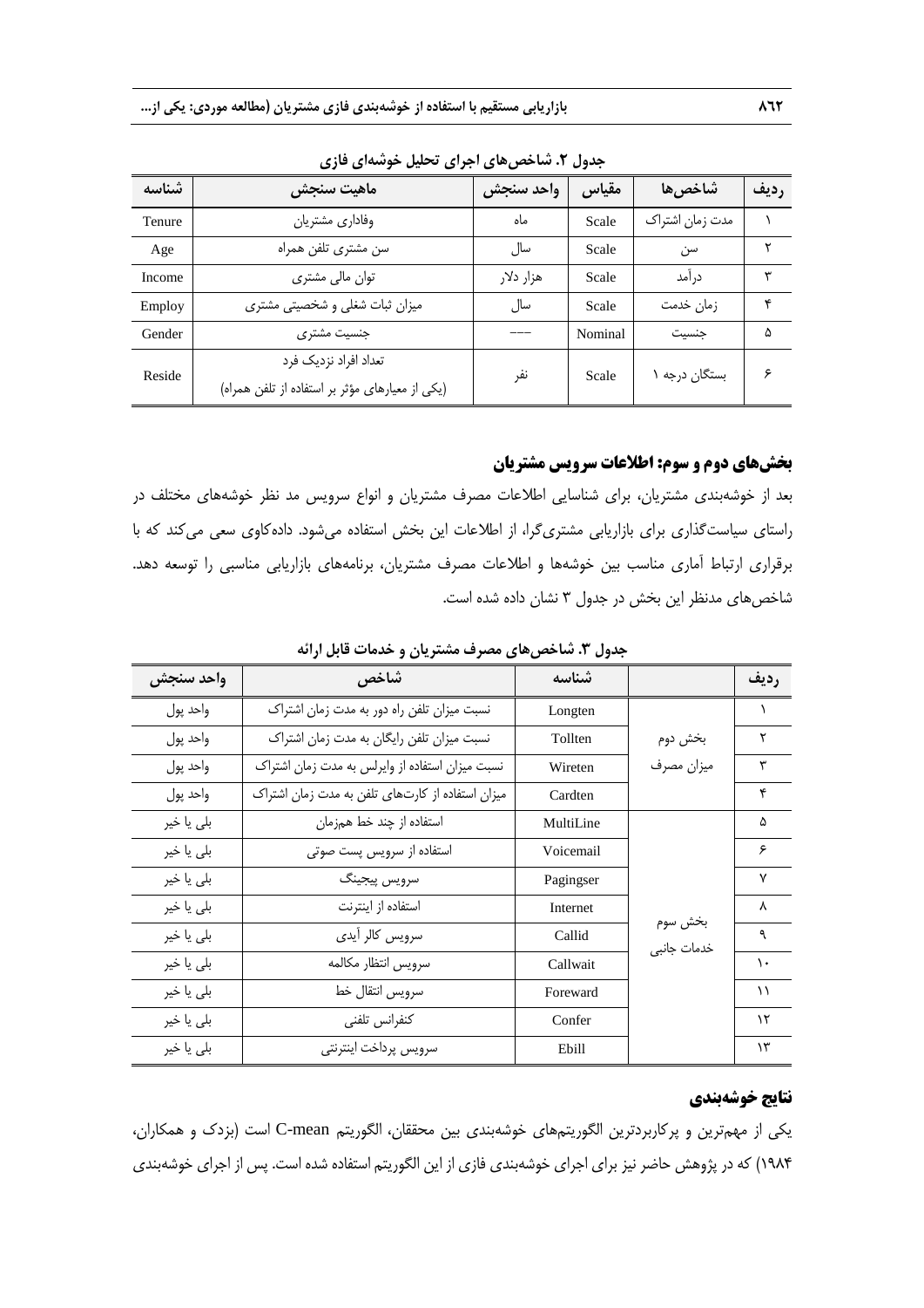**جدول ۲. شاخص‌های اجرای تحلیل خوشه‌ای فازی**

| ردیف | شاخص‌ها | مقیاس | واحد سنجش | ماهیت سنجش | شناسه |
|---|---|---|---|---|---|
| ۱ | مدت زمان اشتراک | Scale | ماه | وفاداری مشتریان | Tenure |
| ۲ | سن | Scale | سال | سن مشتری تلفن همراه | Age |
| ۳ | درآمد | Scale | هزار دلار | توان مالی مشتری | Income |
| ۴ | زمان خدمت | Scale | سال | میزان ثبات شغلی و شخصیتی مشتری | Employ |
| ۵ | جنسیت | Nominal | --- | جنسیت مشتری | Gender |
| ۶ | بستگان درجه ۱ | Scale | نفر | تعداد افراد نزدیک فرد (یکی از معیارهای مؤثر بر استفاده از تلفن همراه) | Reside |

### بخش‌های دوم و سوم: اطلاعات سرویس مشتریان

بعد از خوشه‌بندی مشتریان، برای شناسایی اطلاعات مصرف مشتریان و انواع سرویس مد نظر خوشه‌های مختلف در راستای سیاست‌گذاری برای بازاریابی مشتری‌گرا، از اطلاعات این بخش استفاده می‌شود. داده‌کاوی سعی می‌کند که با برقراری ارتباط آماری مناسب بین خوشه‌ها و اطلاعات مصرف مشتریان، برنامه‌های بازاریابی مناسبی را توسعه دهد. شاخص‌های مدنظر این بخش در جدول ۳ نشان داده شده است.

**جدول ۳. شاخص‌های مصرف مشتریان و خدمات قابل ارائه**

| ردیف | | شناسه | شاخص | واحد سنجش |
|---|---|---|---|---|
| ۱ | بخش دوم میزان مصرف | Longten | نسبت میزان تلفن راه دور به مدت زمان اشتراک | واحد پول |
| ۲ | | Tollten | نسبت میزان تلفن رایگان به مدت زمان اشتراک | واحد پول |
| ۳ | | Wireten | نسبت میزان استفاده از وایرلس به مدت زمان اشتراک | واحد پول |
| ۴ | | Cardten | میزان استفاده از کارت‌های تلفن به مدت زمان اشتراک | واحد پول |
| ۵ | بخش سوم خدمات جانبی | MultiLine | استفاده از چند خط هم‌زمان | بلی یا خیر |
| ۶ | | Voicemail | استفاده از سرویس پست صوتی | بلی یا خیر |
| ۷ | | Pagingser | سرویس پیجینگ | بلی یا خیر |
| ۸ | | Internet | استفاده از اینترنت | بلی یا خیر |
| ۹ | | Callid | سرویس کالر آیدی | بلی یا خیر |
| ۱۰ | | Callwait | سرویس انتظار مکالمه | بلی یا خیر |
| ۱۱ | | Foreward | سرویس انتقال خط | بلی یا خیر |
| ۱۲ | | Confer | کنفرانس تلفنی | بلی یا خیر |
| ۱۳ | | Ebill | سرویس پرداخت اینترنتی | بلی یا خیر |

### نتایج خوشه‌بندی

یکی از مهم‌ترین و پرکاربردترین الگوریتم‌های خوشه‌بندی بین محققان، الگوریتم C-mean است (بزدک و همکاران، ۱۹۸۴) که در پژوهش حاضر نیز برای اجرای خوشه‌بندی فازی از این الگوریتم استفاده شده است. پس از اجرای خوشه‌بندی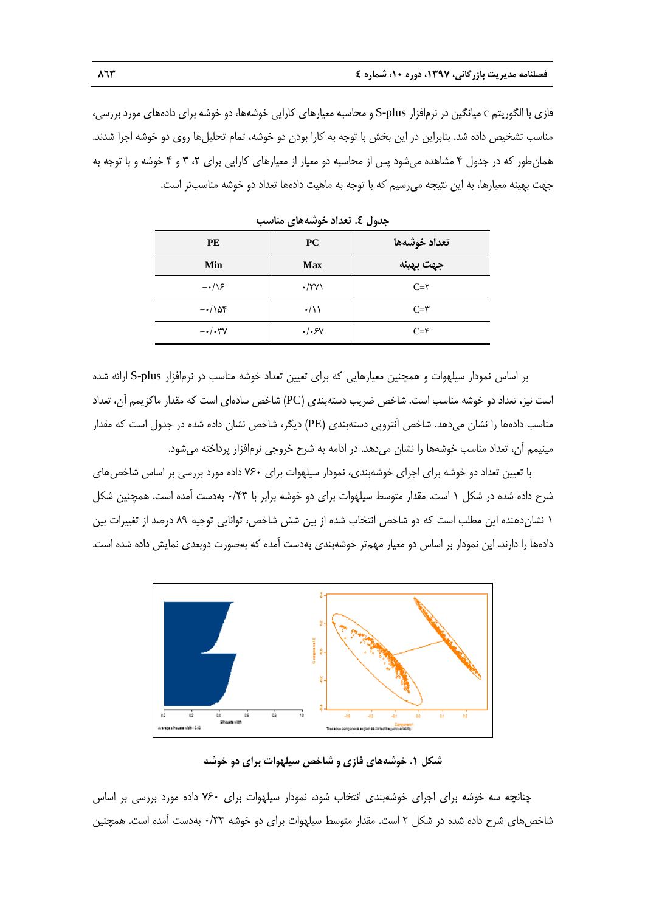فازی با الگوریتم c میانگین در نرم‌افزار S-plus و محاسبه معیارهای کارایی خوشه‌ها، دو خوشه برای داده‌های مورد بررسی، مناسب تشخیص داده شد. بنابراین در این بخش با توجه به کارا بودن دو خوشه، تمام تحلیل‌ها روی دو خوشه اجرا شدند. همان‌طور که در جدول ۴ مشاهده می‌شود پس از محاسبه دو معیار از معیارهای کارایی برای ۲، ۳ و ۴ خوشه و با توجه به جهت بهینه معیارها، به این نتیجه می‌رسیم که با توجه به ماهیت داده‌ها تعداد دو خوشه مناسب‌تر است.

**جدول ٤. تعداد خوشه‌های مناسب**

| تعداد خوشه‌ها | PC | PE |
|---|---|---|
| جهت بهینه | Max | Min |
| C=۲ | ۰/۲۷۱ | −۰/۱۶ |
| C=۳ | ۰/۱۱ | −۰/۱۵۴ |
| C=۴ | ۰/۰۶۷ | −۰/۰۳۷ |

بر اساس نمودار سیلهوات و همچنین معیارهایی که برای تعیین تعداد خوشه مناسب در نرم‌افزار S-plus ارائه شده است نیز، تعداد دو خوشه مناسب است. شاخص ضریب دسته‌بندی (PC) شاخص ساده‌ای است که مقدار ماکزیمم آن، تعداد مناسب داده‌ها را نشان می‌دهد. شاخص آنتروپی دسته‌بندی (PE) دیگر، شاخص نشان داده شده در جدول است که مقدار مینیمم آن، تعداد مناسب خوشه‌ها را نشان می‌دهد. در ادامه به شرح خروجی نرم‌افزار پرداخته می‌شود.

با تعیین تعداد دو خوشه برای اجرای خوشه‌بندی، نمودار سیلهوات برای ۷۶۰ داده مورد بررسی بر اساس شاخص‌های شرح داده شده در شکل ۱ است. مقدار متوسط سیلهوات برای دو خوشه برابر با ۰/۴۳ به‌دست آمده است. همچنین شکل ۱ نشان‌دهنده این مطلب است که دو شاخص انتخاب شده از بین شش شاخص، توانایی توجیه ۸۹ درصد از تغییرات بین داده‌ها را دارند. این نمودار بر اساس دو معیار مهم‌تر خوشه‌بندی به‌دست آمده که به‌صورت دوبعدی نمایش داده شده است.

Average silhouette width : 0.43
Silhouette width
0.0 0.2 0.4 0.6 0.8 1.0

Component 2
Component 1
These two components explain 89.28 % of the point variability.

**شکل ۱. خوشه‌های فازی و شاخص سیلهوات برای دو خوشه**

چنانچه سه خوشه برای اجرای خوشه‌بندی انتخاب شود، نمودار سیلهوات برای ۷۶۰ داده مورد بررسی بر اساس شاخص‌های شرح داده شده در شکل ۲ است. مقدار متوسط سیلهوات برای دو خوشه ۰/۳۳ به‌دست آمده است. همچنین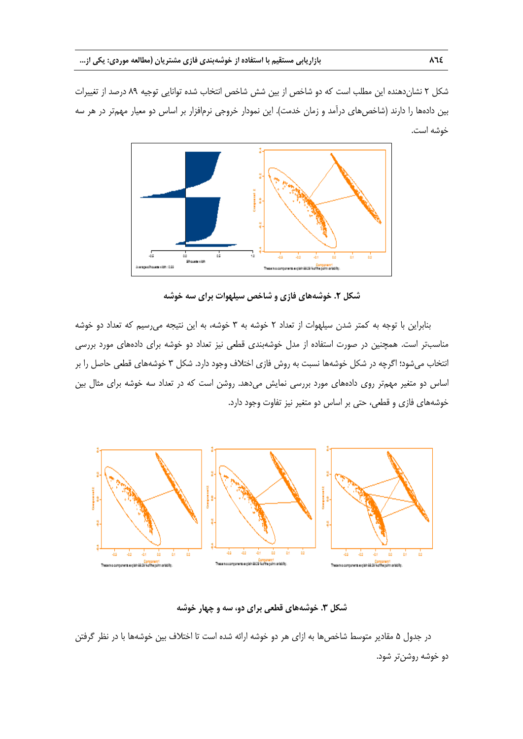شکل ۲ نشان‌دهنده این مطلب است که دو شاخص از بین شش شاخص انتخاب شده توانایی توجیه ۸۹ درصد از تغییرات بین داده‌ها را دارند (شاخص‌های درآمد و زمان خدمت). این نمودار خروجی نرم‌افزار بر اساس دو معیار مهم‌تر در هر سه خوشه است.

Silhouette width
Average silhouette width : 0.33
Component 2
Component 1
These two components explain 89.29 % of the point variability.

**شکل ۲. خوشه‌های فازی و شاخص سیلهوات برای سه خوشه**

بنابراین با توجه به کمتر شدن سیلهوات از تعداد ۲ خوشه به ۳ خوشه، به این نتیجه می‌رسیم که تعداد دو خوشه مناسب‌تر است. همچنین در صورت استفاده از مدل خوشه‌بندی قطعی نیز تعداد دو خوشه برای داده‌های مورد بررسی انتخاب می‌شود؛ اگرچه در شکل خوشه‌ها نسبت به روش فازی اختلاف وجود دارد. شکل ۳ خوشه‌های قطعی حاصل را بر اساس دو متغیر مهم‌تر روی داده‌های مورد بررسی نمایش می‌دهد. روشن است که در تعداد سه خوشه برای مثال بین خوشه‌های فازی و قطعی، حتی بر اساس دو متغیر نیز تفاوت وجود دارد.

Component 2
Component 1
These two components explain 89.29 % of the point variability.

**شکل ۳. خوشه‌های قطعی برای دو، سه و چهار خوشه**

در جدول ۵ مقادیر متوسط شاخص‌ها به ازای هر دو خوشه ارائه شده است تا اختلاف بین خوشه‌ها با در نظر گرفتن دو خوشه روشن‌تر شود.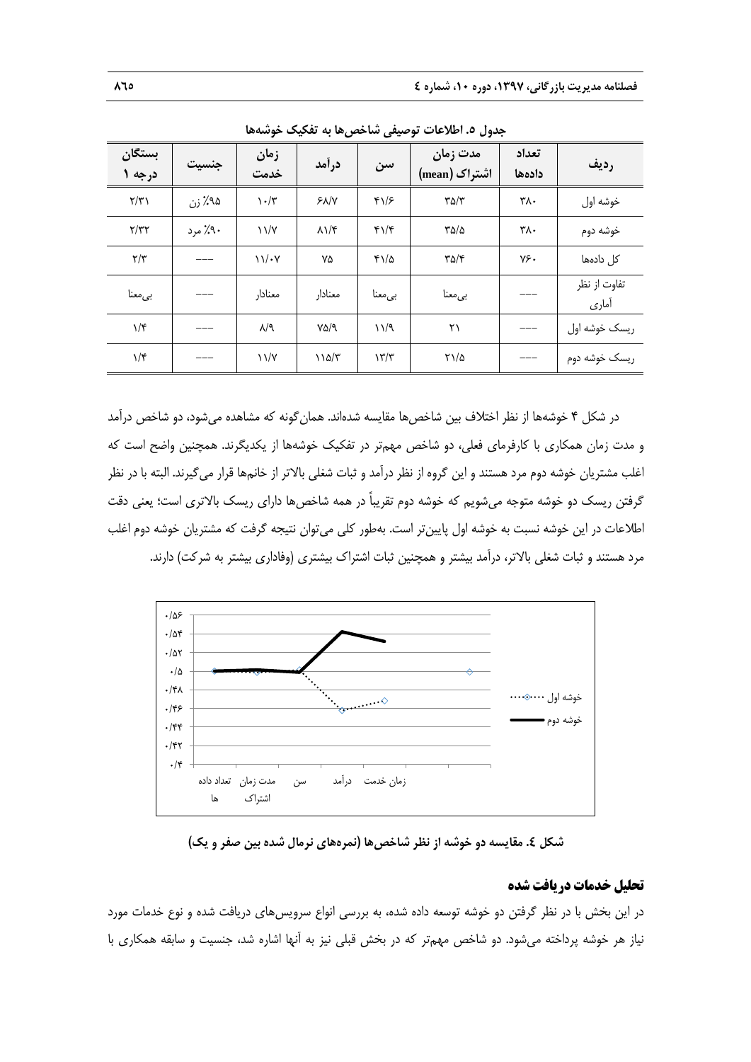جدول ۵. اطلاعات توصیفی شاخص‌ها به تفکیک خوشه‌ها

| ردیف | تعداد داده‌ها | مدت زمان اشتراک (mean) | سن | درآمد | زمان خدمت | جنسیت | بستگان درجه ۱ |
| --- | --- | --- | --- | --- | --- | --- | --- |
| خوشه اول | ۳۸۰ | ۳۵/۳ | ۴۱/۶ | ۶۸/۷ | ۱۰/۳ | ۹۵٪ زن | ۲/۳۱ |
| خوشه دوم | ۳۸۰ | ۳۵/۵ | ۴۱/۴ | ۸۱/۴ | ۱۱/۷ | ۹۰٪ مرد | ۲/۳۲ |
| کل داده‌ها | ۷۶۰ | ۳۵/۴ | ۴۱/۵ | ۷۵ | ۱۱/۰۷ | --- | ۲/۳ |
| تفاوت از نظر آماری | --- | بی‌معنا | بی‌معنا | معنادار | معنادار | --- | بی‌معنا |
| ریسک خوشه اول | --- | ۲۱ | ۱۱/۹ | ۷۵/۹ | ۸/۹ | --- | ۱/۴ |
| ریسک خوشه دوم | --- | ۲۱/۵ | ۱۳/۳ | ۱۱۵/۳ | ۱۱/۷ | --- | ۱/۴ |

در شکل ۴ خوشه‌ها از نظر اختلاف بین شاخص‌ها مقایسه شده‌اند. همان‌گونه که مشاهده می‌شود، دو شاخص درآمد و مدت زمان همکاری با کارفرمای فعلی، دو شاخص مهم‌تر در تفکیک خوشه‌ها از یکدیگرند. همچنین واضح است که اغلب مشتریان خوشه دوم مرد هستند و این گروه از نظر درآمد و ثبات شغلی بالاتر از خانم‌ها قرار می‌گیرند. البته با در نظر گرفتن ریسک دو خوشه متوجه می‌شویم که خوشه دوم تقریباً در همه شاخص‌ها دارای ریسک بالاتری است؛ یعنی دقت اطلاعات در این خوشه نسبت به خوشه اول پایین‌تر است. به‌طور کلی می‌توان نتیجه گرفت که مشتریان خوشه دوم اغلب مرد هستند و ثبات شغلی بالاتر، درآمد بیشتر و همچنین ثبات اشتراک بیشتری (وفاداری بیشتر به شرکت) دارند.

۰/۵۶
۰/۵۴
۰/۵۲
۰/۵
۰/۴۸
۰/۴۶
۰/۴۴
۰/۴۲
۰/۴
تعداد داده ها
مدت زمان اشتراک
سن
درآمد
زمان خدمت
خوشه اول
خوشه دوم

شکل ٤. مقایسه دو خوشه از نظر شاخص‌ها (نمره‌های نرمال شده بین صفر و یک)

### تحلیل خدمات دریافت شده

در این بخش با در نظر گرفتن دو خوشه توسعه داده شده، به بررسی انواع سرویس‌های دریافت شده و نوع خدمات مورد نیاز هر خوشه پرداخته می‌شود. دو شاخص مهم‌تر که در بخش قبلی نیز به آنها اشاره شد، جنسیت و سابقه همکاری با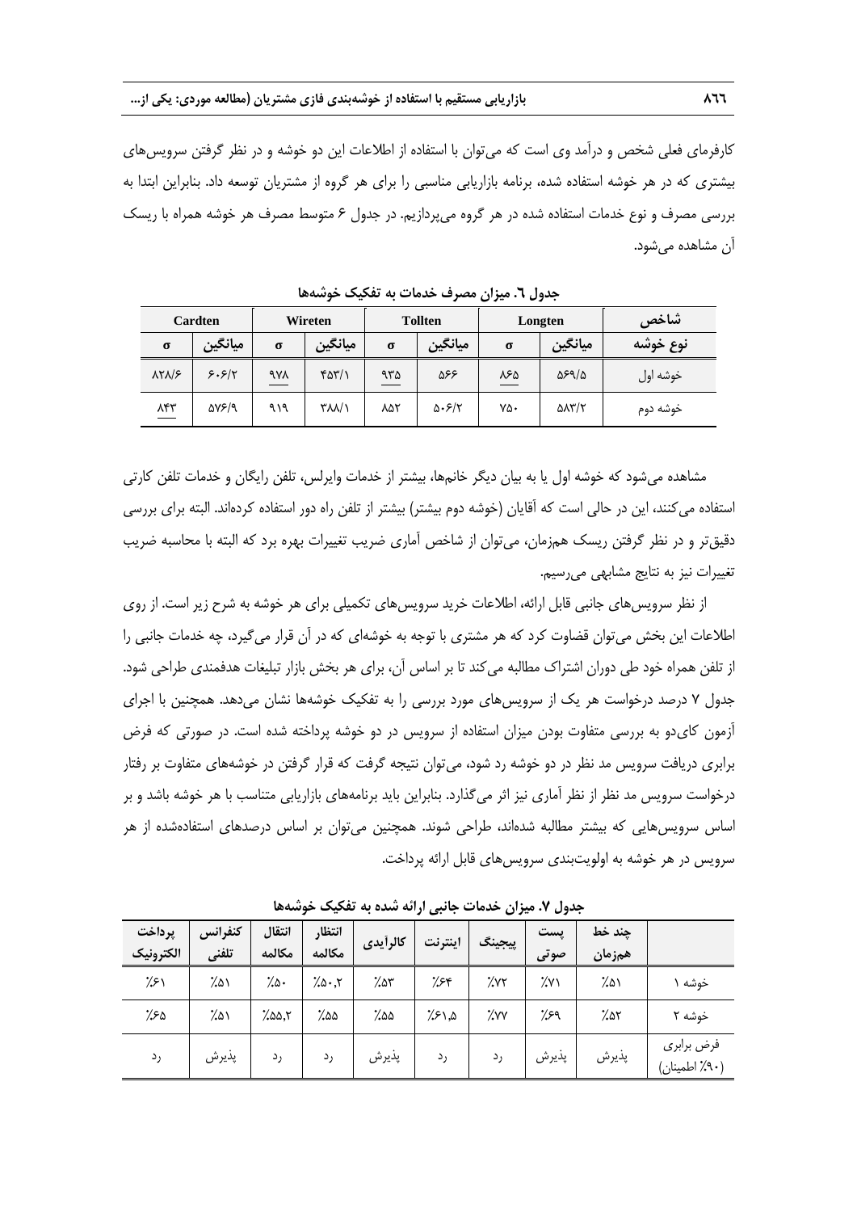کارفرمای فعلی شخص و درآمد وی است که می‌توان با استفاده از اطلاعات این دو خوشه و در نظر گرفتن سرویس‌های بیشتری که در هر خوشه استفاده شده، برنامه بازاریابی مناسبی را برای هر گروه از مشتریان توسعه داد. بنابراین ابتدا به بررسی مصرف و نوع خدمات استفاده شده در هر گروه می‌پردازیم. در جدول ۶ متوسط مصرف هر خوشه همراه با ریسک آن مشاهده می‌شود.

**جدول ٦. میزان مصرف خدمات به تفکیک خوشه‌ها**

| شاخص | Longten | | Tollten | | Wireten | | Cardten | |
|---|---|---|---|---|---|---|---|---|
| نوع خوشه | میانگین | σ | میانگین | σ | میانگین | σ | میانگین | σ |
| خوشه اول | ۵۶۹/۵ | ۸۶۵ | ۵۶۶ | ۹۳۵ | ۴۵۳/۱ | ۹۷۸ | ۶۰۶/۲ | ۸۲۸/۶ |
| خوشه دوم | ۵۸۳/۲ | ۷۵۰ | ۵۰۶/۲ | ۸۵۲ | ۳۸۸/۱ | ۹۱۹ | ۵۷۶/۹ | ۸۴۳ |

مشاهده می‌شود که خوشه اول یا به بیان دیگر خانم‌ها، بیشتر از خدمات وایرلس، تلفن رایگان و خدمات تلفن کارتی استفاده می‌کنند، این در حالی است که آقایان (خوشه دوم بیشتر) بیشتر از تلفن راه دور استفاده کرده‌اند. البته برای بررسی دقیق‌تر و در نظر گرفتن ریسک هم‌زمان، می‌توان از شاخص آماری ضریب تغییرات بهره برد که البته با محاسبه ضریب تغییرات نیز به نتایج مشابهی می‌رسیم.

از نظر سرویس‌های جانبی قابل ارائه، اطلاعات خرید سرویس‌های تکمیلی برای هر خوشه به شرح زیر است. از روی اطلاعات این بخش می‌توان قضاوت کرد که هر مشتری با توجه به خوشه‌ای که در آن قرار می‌گیرد، چه خدمات جانبی را از تلفن همراه خود طی دوران اشتراک مطالبه می‌کند تا بر اساس آن، برای هر بخش بازار تبلیغات هدفمندی طراحی شود. جدول ۷ درصد درخواست هر یک از سرویس‌های مورد بررسی را به تفکیک خوشه‌ها نشان می‌دهد. همچنین با اجرای آزمون کای‌دو به بررسی متفاوت بودن میزان استفاده از سرویس در دو خوشه پرداخته شده است. در صورتی که فرض برابری دریافت سرویس مد نظر در دو خوشه رد شود، می‌توان نتیجه گرفت که قرار گرفتن در خوشه‌های متفاوت بر رفتار درخواست سرویس مد نظر از نظر آماری نیز اثر می‌گذارد. بنابراین باید برنامه‌های بازاریابی متناسب با هر خوشه باشد و بر اساس سرویس‌هایی که بیشتر مطالبه شده‌اند، طراحی شوند. همچنین می‌توان بر اساس درصدهای استفاده‌شده از هر سرویس در هر خوشه به اولویت‌بندی سرویس‌های قابل ارائه پرداخت.

**جدول ۷. میزان خدمات جانبی ارائه شده به تفکیک خوشه‌ها**

| | چند خط هم‌زمان | پست صوتی | پیجینگ | اینترنت | کالرآیدی | انتظار مکالمه | انتقال مکالمه | کنفرانس تلفنی | پرداخت الکترونیک |
|---|---|---|---|---|---|---|---|---|---|
| خوشه ۱ | ٪۵۱ | ٪۷۱ | ٪۷۲ | ٪۶۴ | ٪۵۳ | ٪۵۰,۲ | ٪۵۰ | ٪۵۱ | ٪۶۱ |
| خوشه ۲ | ٪۵۲ | ٪۶۹ | ٪۷۷ | ٪۶۱,۵ | ٪۵۵ | ٪۵۵ | ٪۵۵,۲ | ٪۵۱ | ٪۶۵ |
| فرض برابری (٪۹۰ اطمینان) | پذیرش | پذیرش | رد | رد | پذیرش | رد | رد | پذیرش | رد |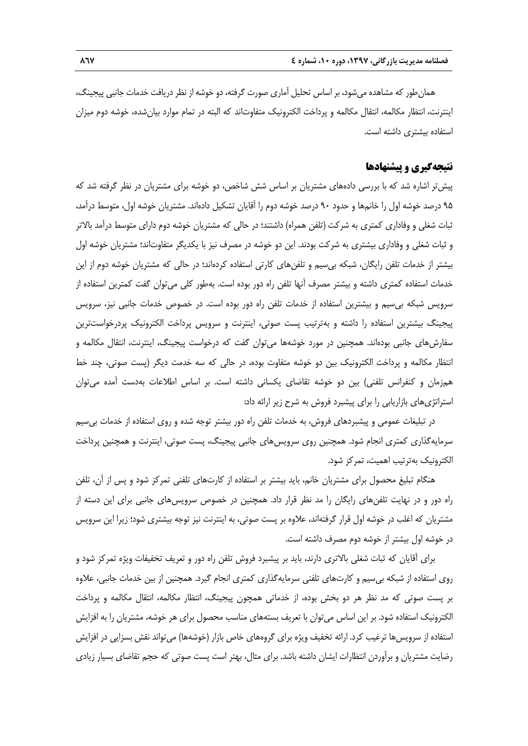همان‌طور که مشاهده می‌شود، بر اساس تحلیل آماری صورت گرفته، دو خوشه از نظر دریافت خدمات جانبی پیجینگ، اینترنت، انتظار مکالمه، انتقال مکالمه و پرداخت الکترونیک متفاوت‌اند که البته در تمام موارد بیان‌شده، خوشه دوم میزان استفاده بیشتری داشته است.

## نتیجه‌گیری و پیشنهادها

پیش‌تر اشاره شد که با بررسی داده‌های مشتریان بر اساس شش شاخص، دو خوشه برای مشتریان در نظر گرفته شد که ۹۵ درصد خوشه اول را خانم‌ها و حدود ۹۰ درصد خوشه دوم را آقایان تشکیل داده‌اند. مشتریان خوشه اول، متوسط درآمد، ثبات شغلی و وفاداری کمتری به شرکت (تلفن همراه) داشتند؛ در حالی که مشتریان خوشه دوم دارای متوسط درآمد بالاتر و ثبات شغلی و وفاداری بیشتری به شرکت بودند. این دو خوشه در مصرف نیز با یکدیگر متفاوت‌اند؛ مشتریان خوشه اول بیشتر از خدمات تلفن رایگان، شبکه بی‌سیم و تلفن‌های کارتی استفاده کرده‌اند؛ در حالی که مشتریان خوشه دوم از این خدمات استفاده کمتری داشته و بیشتر مصرف آنها تلفن راه دور بوده است. به‌طور کلی می‌توان گفت کمترین استفاده از سرویس شبکه بی‌سیم و بیشترین استفاده از خدمات تلفن راه دور بوده است. در خصوص خدمات جانبی نیز، سرویس پیجینگ بیشترین استفاده را داشته و به‌ترتیب پست صوتی، اینترنت و سرویس پرداخت الکترونیک پردرخواست‌ترین سفارش‌های جانبی بوده‌اند. همچنین در مورد خوشه‌ها می‌توان گفت که درخواست پیجینگ، اینترنت، انتقال مکالمه و انتظار مکالمه و پرداخت الکترونیک بین دو خوشه متفاوت بوده، در حالی که سه خدمت دیگر (پست صوتی، چند خط هم‌زمان و کنفرانس تلفنی) بین دو خوشه تقاضای یکسانی داشته است. بر اساس اطلاعات به‌دست آمده می‌توان استراتژی‌های بازاریابی را برای پیشبرد فروش به شرح زیر ارائه داد:

در تبلیغات عمومی و پیشبردهای فروش، به خدمات تلفن راه دور بیشتر توجه شده و روی استفاده از خدمات بی‌سیم سرمایه‌گذاری کمتری انجام شود. همچنین روی سرویس‌های جانبی پیجینگ، پست صوتی، اینترنت و همچنین پرداخت الکترونیک به‌ترتیب اهمیت، تمرکز شود.

هنگام تبلیغ محصول برای مشتریان خانم، باید بیشتر بر استفاده از کارت‌های تلفنی تمرکز شود و پس از آن، تلفن راه دور و در نهایت تلفن‌های رایگان را مد نظر قرار داد. همچنین در خصوص سرویس‌های جانبی برای این دسته از مشتریان که اغلب در خوشه اول قرار گرفته‌اند، علاوه بر پست صوتی، به اینترنت نیز توجه بیشتری شود؛ زیرا این سرویس در خوشه اول بیشتر از خوشه دوم مصرف داشته است.

برای آقایان که ثبات شغلی بالاتری دارند، باید بر پیشبرد فروش تلفن راه دور و تعریف تخفیفات ویژه تمرکز شود و روی استفاده از شبکه بی‌سیم و کارت‌های تلفنی سرمایه‌گذاری کمتری انجام گیرد. همچنین از بین خدمات جانبی، علاوه بر پست صوتی که مد نظر هر دو بخش بوده، از خدماتی همچون پیجینگ، انتظار مکالمه، انتقال مکالمه و پرداخت الکترونیک استفاده شود. بر این اساس می‌توان با تعریف بسته‌های مناسب محصول برای هر خوشه، مشتریان را به افزایش استفاده از سرویس‌ها ترغیب کرد. ارائه تخفیف ویژه برای گروه‌های خاص بازار (خوشه‌ها) می‌تواند نقش بسزایی در افزایش رضایت مشتریان و برآوردن انتظارات ایشان داشته باشد. برای مثال، بهتر است پست صوتی که حجم تقاضای بسیار زیادی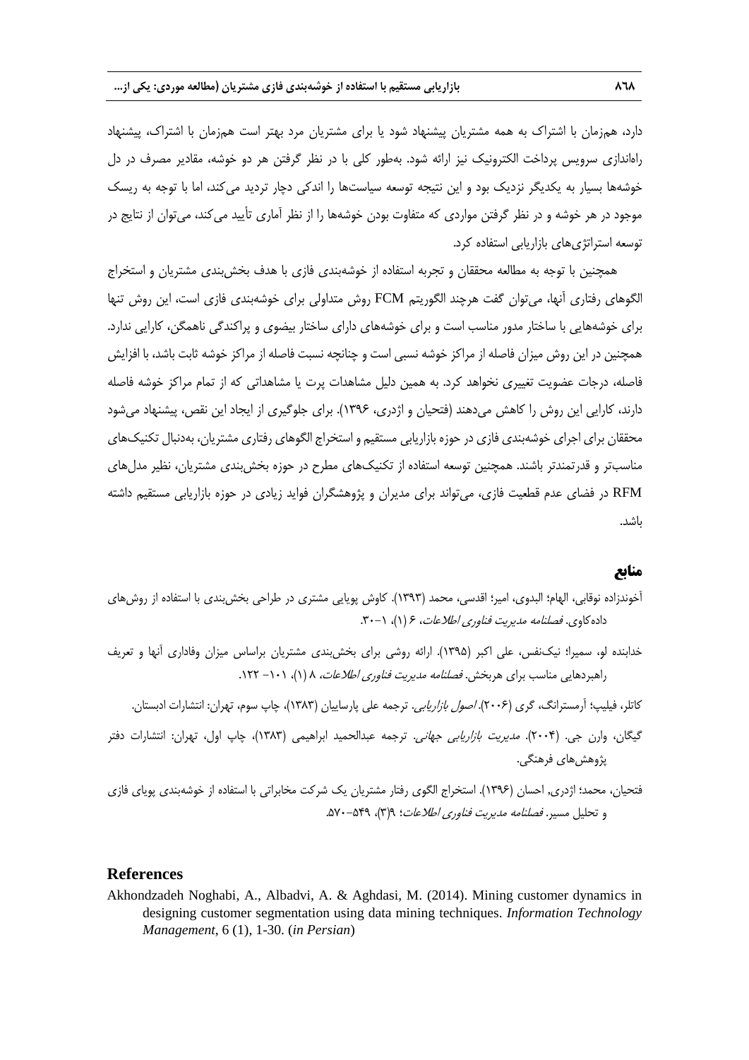دارد، همزمان با اشتراک به همه مشتریان پیشنهاد شود یا برای مشتریان مرد بهتر است همزمان با اشتراک، پیشنهاد راه‌اندازی سرویس پرداخت الکترونیک نیز ارائه شود. به‌طور کلی با در نظر گرفتن هر دو خوشه، مقادیر مصرف در دل خوشه‌ها بسیار به یکدیگر نزدیک بود و این نتیجه توسعه سیاست‌ها را اندکی دچار تردید می‌کند، اما با توجه به ریسک موجود در هر خوشه و در نظر گرفتن مواردی که متفاوت بودن خوشه‌ها را از نظر آماری تأیید می‌کند، می‌توان از نتایج در توسعه استراتژی‌های بازاریابی استفاده کرد.

همچنین با توجه به مطالعه محققان و تجربه استفاده از خوشه‌بندی فازی با هدف بخش‌بندی مشتریان و استخراج الگوهای رفتاری آنها، می‌توان گفت هرچند الگوریتم FCM روش متداولی برای خوشه‌بندی فازی است، این روش تنها برای خوشه‌هایی با ساختار مدور مناسب است و برای خوشه‌های دارای ساختار بیضوی و پراکندگی ناهمگن، کارایی ندارد. همچنین در این روش میزان فاصله از مراکز خوشه نسبی است و چنانچه نسبت فاصله از مراکز خوشه ثابت باشد، با افزایش فاصله، درجات عضویت تغییری نخواهد کرد. به همین دلیل مشاهدات پرت یا مشاهداتی که از تمام مراکز خوشه فاصله دارند، کارایی این روش را کاهش می‌دهند (فتحیان و اژدری، ۱۳۹۶). برای جلوگیری از ایجاد این نقص، پیشنهاد می‌شود محققان برای اجرای خوشه‌بندی فازی در حوزه بازاریابی مستقیم و استخراج الگوهای رفتاری مشتریان، به‌دنبال تکنیک‌های مناسب‌تر و قدرتمندتر باشند. همچنین توسعه استفاده از تکنیک‌های مطرح در حوزه بخش‌بندی مشتریان، نظیر مدل‌های RFM در فضای عدم قطعیت فازی، می‌تواند برای مدیران و پژوهشگران فواید زیادی در حوزه بازاریابی مستقیم داشته باشد.

## منابع

آخوندزاده نوقابی، الهام؛ البدوی، امیر؛ اقدسی، محمد (۱۳۹۳). کاوش پویایی مشتری در طراحی بخش‌بندی با استفاده از روش‌های داده‌کاوی. *فصلنامه مدیریت فناوری اطلاعات*، ۶ (۱)، ۱-۳۰.

خدابنده لو، سمیرا؛ نیک‌نفس، علی اکبر (۱۳۹۵). ارائه روشی برای بخش‌بندی مشتریان براساس میزان وفاداری آنها و تعریف راهبردهایی مناسب برای هربخش. *فصلنامه مدیریت فناوری اطلاعات*، ۸ (۱)، ۱۰۱- ۱۲۲.

کاتلر، فیلیپ؛ آرمسترانگ، گری (۲۰۰۶). *اصول بازاریابی*. ترجمه علی پارساییان (۱۳۸۳)، چاپ سوم، تهران: انتشارات ادبستان.

گیگان، وارن جی. (۲۰۰۴). *مدیریت بازاریابی جهانی*. ترجمه عبدالحمید ابراهیمی (۱۳۸۳)، چاپ اول، تهران: انتشارات دفتر پژوهش‌های فرهنگی.

فتحیان، محمد؛ اژدری, احسان (۱۳۹۶). استخراج الگوی رفتار مشتریان یک شرکت مخابراتی با استفاده از خوشه‌بندی پویای فازی و تحلیل مسیر. *فصلنامه مدیریت فناوری اطلاعات*؛ ۹(۳)، ۵۴۹-۵۷۰.

## References

Akhondzadeh Noghabi, A., Albadvi, A. & Aghdasi, M. (2014). Mining customer dynamics in designing customer segmentation using data mining techniques. *Information Technology Management*, 6 (1), 1-30. (*in Persian*)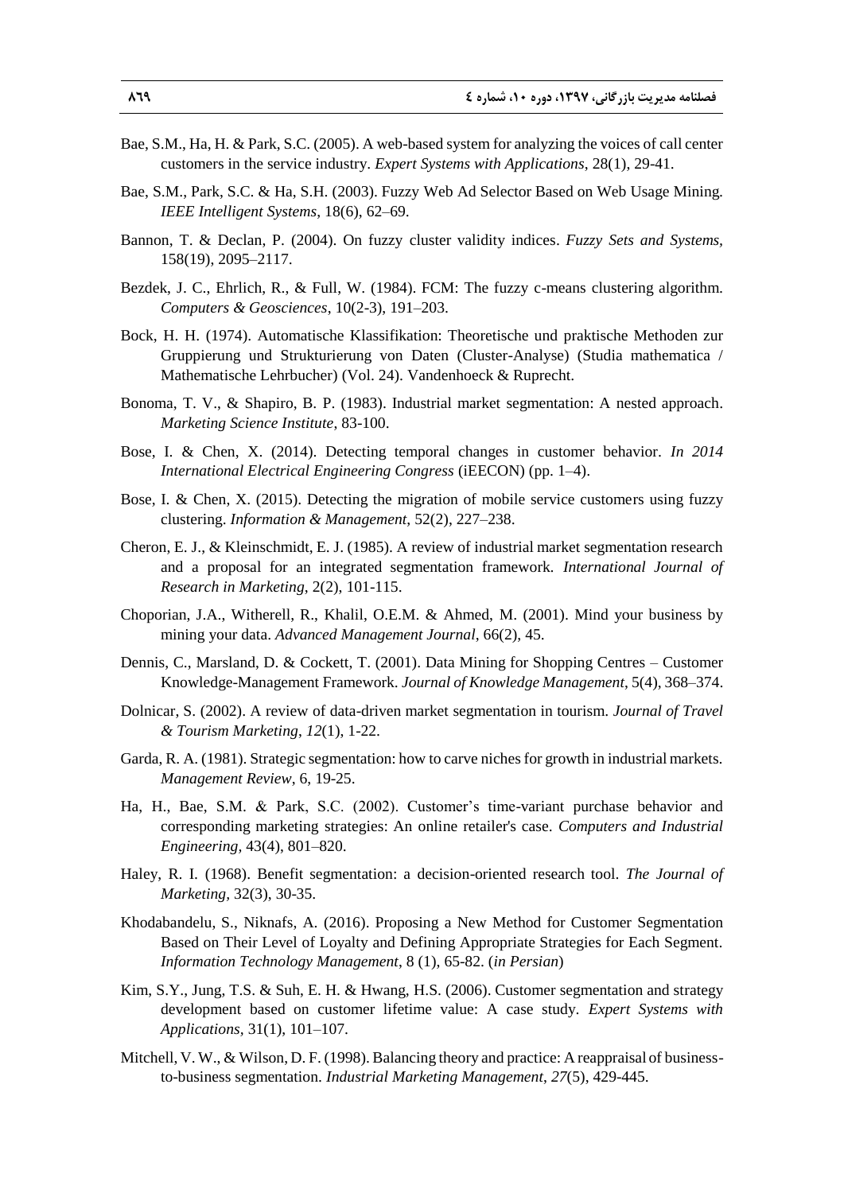Bae, S.M., Ha, H. & Park, S.C. (2005). A web-based system for analyzing the voices of call center customers in the service industry. *Expert Systems with Applications*, 28(1), 29-41.

Bae, S.M., Park, S.C. & Ha, S.H. (2003). Fuzzy Web Ad Selector Based on Web Usage Mining. *IEEE Intelligent Systems*, 18(6), 62–69.

Bannon, T. & Declan, P. (2004). On fuzzy cluster validity indices. *Fuzzy Sets and Systems*, 158(19), 2095–2117.

Bezdek, J. C., Ehrlich, R., & Full, W. (1984). FCM: The fuzzy c-means clustering algorithm. *Computers & Geosciences*, 10(2-3), 191–203.

Bock, H. H. (1974). Automatische Klassifikation: Theoretische und praktische Methoden zur Gruppierung und Strukturierung von Daten (Cluster-Analyse) (Studia mathematica / Mathematische Lehrbucher) (Vol. 24). Vandenhoeck & Ruprecht.

Bonoma, T. V., & Shapiro, B. P. (1983). Industrial market segmentation: A nested approach. *Marketing Science Institute*, 83-100.

Bose, I. & Chen, X. (2014). Detecting temporal changes in customer behavior. *In 2014 International Electrical Engineering Congress* (iEECON) (pp. 1–4).

Bose, I. & Chen, X. (2015). Detecting the migration of mobile service customers using fuzzy clustering. *Information & Management*, 52(2), 227–238.

Cheron, E. J., & Kleinschmidt, E. J. (1985). A review of industrial market segmentation research and a proposal for an integrated segmentation framework. *International Journal of Research in Marketing*, 2(2), 101-115.

Choporian, J.A., Witherell, R., Khalil, O.E.M. & Ahmed, M. (2001). Mind your business by mining your data. *Advanced Management Journal*, 66(2), 45.

Dennis, C., Marsland, D. & Cockett, T. (2001). Data Mining for Shopping Centres – Customer Knowledge-Management Framework. *Journal of Knowledge Management*, 5(4), 368–374.

Dolnicar, S. (2002). A review of data-driven market segmentation in tourism. *Journal of Travel & Tourism Marketing*, *12*(1), 1-22.

Garda, R. A. (1981). Strategic segmentation: how to carve niches for growth in industrial markets. *Management Review*, 6, 19-25.

Ha, H., Bae, S.M. & Park, S.C. (2002). Customer's time-variant purchase behavior and corresponding marketing strategies: An online retailer's case. *Computers and Industrial Engineering*, 43(4), 801–820.

Haley, R. I. (1968). Benefit segmentation: a decision-oriented research tool. *The Journal of Marketing*, 32(3), 30-35.

Khodabandelu, S., Niknafs, A. (2016). Proposing a New Method for Customer Segmentation Based on Their Level of Loyalty and Defining Appropriate Strategies for Each Segment. *Information Technology Management*, 8 (1), 65-82. (*in Persian*)

Kim, S.Y., Jung, T.S. & Suh, E. H. & Hwang, H.S. (2006). Customer segmentation and strategy development based on customer lifetime value: A case study. *Expert Systems with Applications*, 31(1), 101–107.

Mitchell, V. W., & Wilson, D. F. (1998). Balancing theory and practice: A reappraisal of business-to-business segmentation. *Industrial Marketing Management*, *27*(5), 429-445.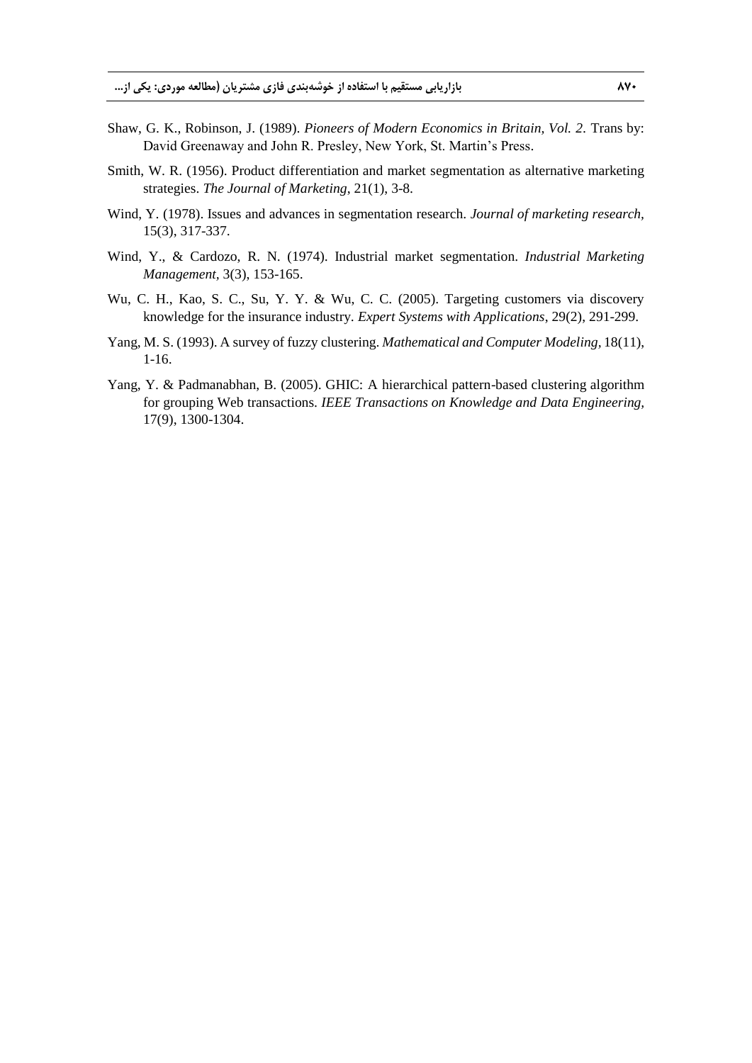Shaw, G. K., Robinson, J. (1989). *Pioneers of Modern Economics in Britain, Vol. 2*. Trans by: David Greenaway and John R. Presley, New York, St. Martin's Press.

Smith, W. R. (1956). Product differentiation and market segmentation as alternative marketing strategies. *The Journal of Marketing*, 21(1), 3-8.

Wind, Y. (1978). Issues and advances in segmentation research. *Journal of marketing research*, 15(3), 317-337.

Wind, Y., & Cardozo, R. N. (1974). Industrial market segmentation. *Industrial Marketing Management*, 3(3), 153-165.

Wu, C. H., Kao, S. C., Su, Y. Y. & Wu, C. C. (2005). Targeting customers via discovery knowledge for the insurance industry. *Expert Systems with Applications*, 29(2), 291-299.

Yang, M. S. (1993). A survey of fuzzy clustering. *Mathematical and Computer Modeling*, 18(11), 1-16.

Yang, Y. & Padmanabhan, B. (2005). GHIC: A hierarchical pattern-based clustering algorithm for grouping Web transactions. *IEEE Transactions on Knowledge and Data Engineering*, 17(9), 1300-1304.